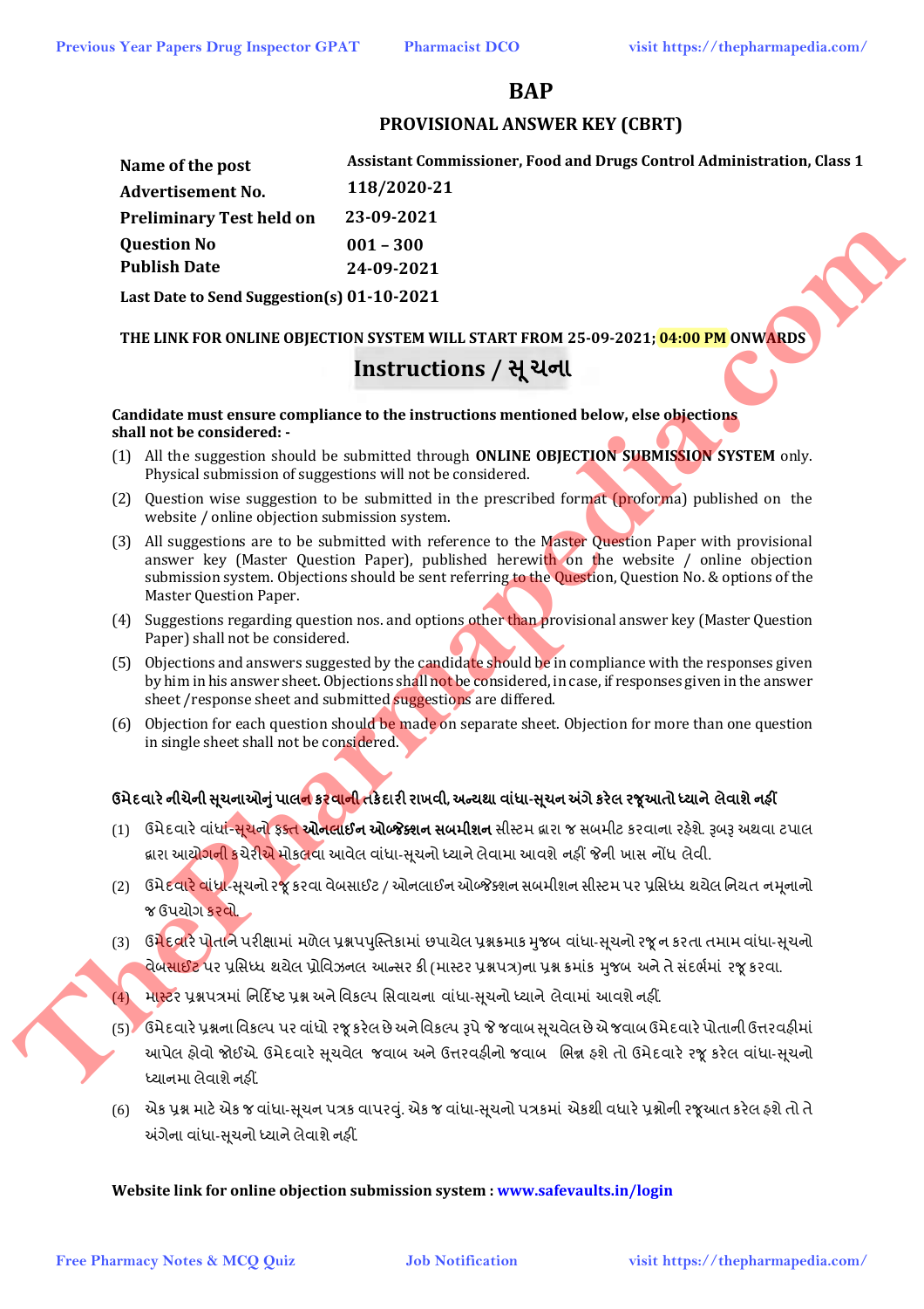# BAP

## PROVISIONAL ANSWER KEY (CBRT)

| | |
|---|---|
| **Name of the post** | **Assistant Commissioner, Food and Drugs Control Administration, Class 1** |
| **Advertisement No.** | **118/2020-21** |
| **Preliminary Test held on** | **23-09-2021** |
| **Question No** | **001 – 300** |
| **Publish Date** | **24-09-2021** |
| **Last Date to Send Suggestion(s)** | **01-10-2021** |

**THE LINK FOR ONLINE OBJECTION SYSTEM WILL START FROM 25-09-2021; 04:00 PM ONWARDS**

## Instructions / સૂચના

**Candidate must ensure compliance to the instructions mentioned below, else objections shall not be considered: -**

(1) All the suggestion should be submitted through **ONLINE OBJECTION SUBMISSION SYSTEM** only. Physical submission of suggestions will not be considered.

(2) Question wise suggestion to be submitted in the prescribed format (proforma) published on the website / online objection submission system.

(3) All suggestions are to be submitted with reference to the Master Question Paper with provisional answer key (Master Question Paper), published herewith on the website / online objection submission system. Objections should be sent referring to the Question, Question No. & options of the Master Question Paper.

(4) Suggestions regarding question nos. and options other than provisional answer key (Master Question Paper) shall not be considered.

(5) Objections and answers suggested by the candidate should be in compliance with the responses given by him in his answer sheet. Objections shall not be considered, in case, if responses given in the answer sheet /response sheet and submitted suggestions are differed.

(6) Objection for each question should be made on separate sheet. Objection for more than one question in single sheet shall not be considered.

**ઉમેદવારે નીચેની સૂચનાઓનું પાલન કરવાની તકેદારી રાખવી, અન્યથા વાંધા-સૂચન અંગે કરેલ રજૂઆતો ધ્યાને લેવાશે નહીં**

(1) ઉમેદવારે વાંધા-સૂચનો ફક્ત **ઓનલાઈન ઓબ્જેક્શન સબમીશન** સીસ્ટમ દ્વારા જ સબમીટ કરવાના રહેશે. રૂબરૂ અથવા ટપાલ દ્વારા આયોગની કચેરીએ મોકલવા આવેલ વાંધા-સૂચનો ધ્યાને લેવામા આવશે નહીં જેની ખાસ નોંધ લેવી.

(2) ઉમેદવારે વાંધા-સૂચનો રજૂ કરવા વેબસાઈટ / ઓનલાઈન ઓબ્જેક્શન સબમીશન સીસ્ટમ પર પ્રસિધ્ધ થયેલ નિયત નમૂનાનો જ ઉપયોગ કરવો.

(3) ઉમેદવારે પોતાને પરીક્ષામાં મળેલ પ્રશ્નપપુસ્તિકામાં છપાયેલ પ્રશ્નક્રમાક મુજબ વાંધા-સૂચનો રજૂ ન કરતા તમામ વાંધા-સૂચનો વેબસાઈટ પર પ્રસિધ્ધ થયેલ પ્રોવિઝનલ આન્સર કી (માસ્ટર પ્રશ્નપત્ર)ના પ્રશ્ન ક્રમાંક મુજબ અને તે સંદર્ભમાં રજૂ કરવા.

(4) માસ્ટર પ્રશ્નપત્રમાં નિર્દિષ્ટ પ્રશ્ન અને વિકલ્પ સિવાયના વાંધા-સૂચનો ધ્યાને લેવામાં આવશે નહીં.

(5) ઉમેદવારે પ્રશ્નના વિકલ્પ પર વાંધો રજૂ કરેલ છે અને વિકલ્પ રૂપે જે જવાબ સૂચવેલ છે એ જવાબ ઉમેદવારે પોતાની ઉત્તરવહીમાં આપેલ હોવો જોઈએ. ઉમેદવારે સૂચવેલ જવાબ અને ઉત્તરવહીનો જવાબ ભિન્ન હશે તો ઉમેદવારે રજૂ કરેલ વાંધા-સૂચનો ધ્યાનમા લેવાશે નહીં.

(6) એક પ્રશ્ન માટે એક જ વાંધા-સૂચન પત્રક વાપરવું. એક જ વાંધા-સૂચનો પત્રકમાં એકથી વધારે પ્રશ્નોની રજૂઆત કરેલ હશે તો તે અંગેના વાંધા-સૂચનો ધ્યાને લેવાશે નહીં.

**Website link for online objection submission system : www.safevaults.in/login**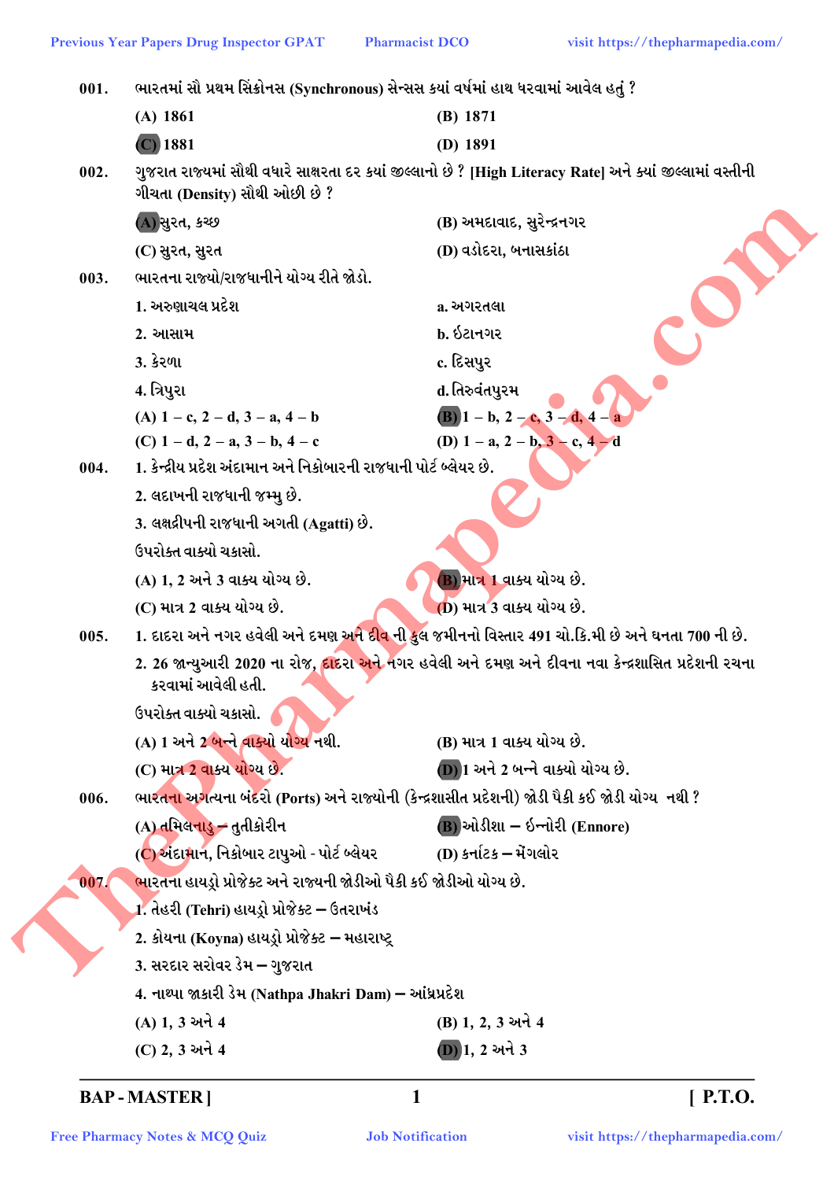001. ભારતમાં સૌ પ્રથમ સિંક્રોનસ (Synchronous) સેન્સસ કયાં વર્ષમાં હાથ ધરવામાં આવેલ હતું ?

(A) 1861
(B) 1871
(C) 1881
(D) 1891

002. ગુજરાત રાજયમાં સૌથી વધારે સાક્ષરતા દર કયાં જીલ્લાનો છે ? [High Literacy Rate] અને ક્યાં જીલ્લામાં વસ્તીની ગીચતા (Density) સૌથી ઓછી છે ?

(A) સુરત, કચ્છ
(B) અમદાવાદ, સુરેન્દ્રનગર
(C) સુરત, સુરત
(D) વડોદરા, બનાસકાંઠા

003. ભારતના રાજ્યો/રાજધાનીને યોગ્ય રીતે જોડો.

1. અરુણાચલ પ્રદેશ — a. અગરતલા
2. આસામ — b. ઈટાનગર
3. કેરળા — c. દિસપુર
4. ત્રિપુરા — d. તિરુવંતપુરમ

(A) 1 – c, 2 – d, 3 – a, 4 – b
(B) 1 – b, 2 – c, 3 – d, 4 – a
(C) 1 – d, 2 – a, 3 – b, 4 – c
(D) 1 – a, 2 – b, 3 – c, 4 – d

004. 1. કેન્દ્રીય પ્રદેશ અંદામાન અને નિકોબારની રાજધાની પોર્ટ બ્લેયર છે.

2. લદાખની રાજધાની જમ્મુ છે.

3. લક્ષદ્રીપની રાજધાની અગતી (Agatti) છે.

ઉપરોક્ત વાક્યો ચકાસો.

(A) 1, 2 અને 3 વાક્ય યોગ્ય છે.
(B) માત્ર 1 વાક્ય યોગ્ય છે.
(C) માત્ર 2 વાક્ય યોગ્ય છે.
(D) માત્ર 3 વાક્ય યોગ્ય છે.

005. 1. દાદરા અને નગર હવેલી અને દમણ અને દીવ ની કુલ જમીનનો વિસ્તાર 491 ચો.કિ.મી છે અને ઘનતા 700 ની છે.

2. 26 જાન્યુઆરી 2020 ના રોજ, દાદરા અને નગર હવેલી અને દમણ અને દીવના નવા કેન્દ્રશાસિત પ્રદેશની રચના કરવામાં આવેલી હતી.

ઉપરોક્ત વાક્યો ચકાસો.

(A) 1 અને 2 બન્ને વાક્યો યોગ્ય નથી.
(B) માત્ર 1 વાક્ય યોગ્ય છે.
(C) માત્ર 2 વાક્ય યોગ્ય છે.
(D) 1 અને 2 બન્ને વાક્યો યોગ્ય છે.

006. ભારતના અગત્યના બંદરો (Ports) અને રાજ્યોની (કેન્દ્રશાસીત પ્રદેશની) જોડી પૈકી કઈ જોડી યોગ્ય નથી ?

(A) તમિલનાડુ – તુતીકોરીન
(B) ઓડીશા – ઇન્નોરી (Ennore)
(C) અંદામાન, નિકોબાર ટાપુઓ - પોર્ટ બ્લેયર
(D) કર્નાટક – મેંગલોર

007. ભારતના હાયડ્રો પ્રોજેક્ટ અને રાજ્યની જોડીઓ પૈકી કઈ જોડીઓ યોગ્ય છે.

1. તેહરી (Tehri) હાયડ્રો પ્રોજેક્ટ – ઉતરાખંડ

2. કોયના (Koyna) હાયડ્રો પ્રોજેક્ટ – મહારાષ્ટ્ર

3. સરદાર સરોવર ડેમ – ગુજરાત

4. નાથ્પા જાકરી ડેમ (Nathpa Jhakri Dam) – આંધ્રપ્રદેશ

(A) 1, 3 અને 4
(B) 1, 2, 3 અને 4
(C) 2, 3 અને 4
(D) 1, 2 અને 3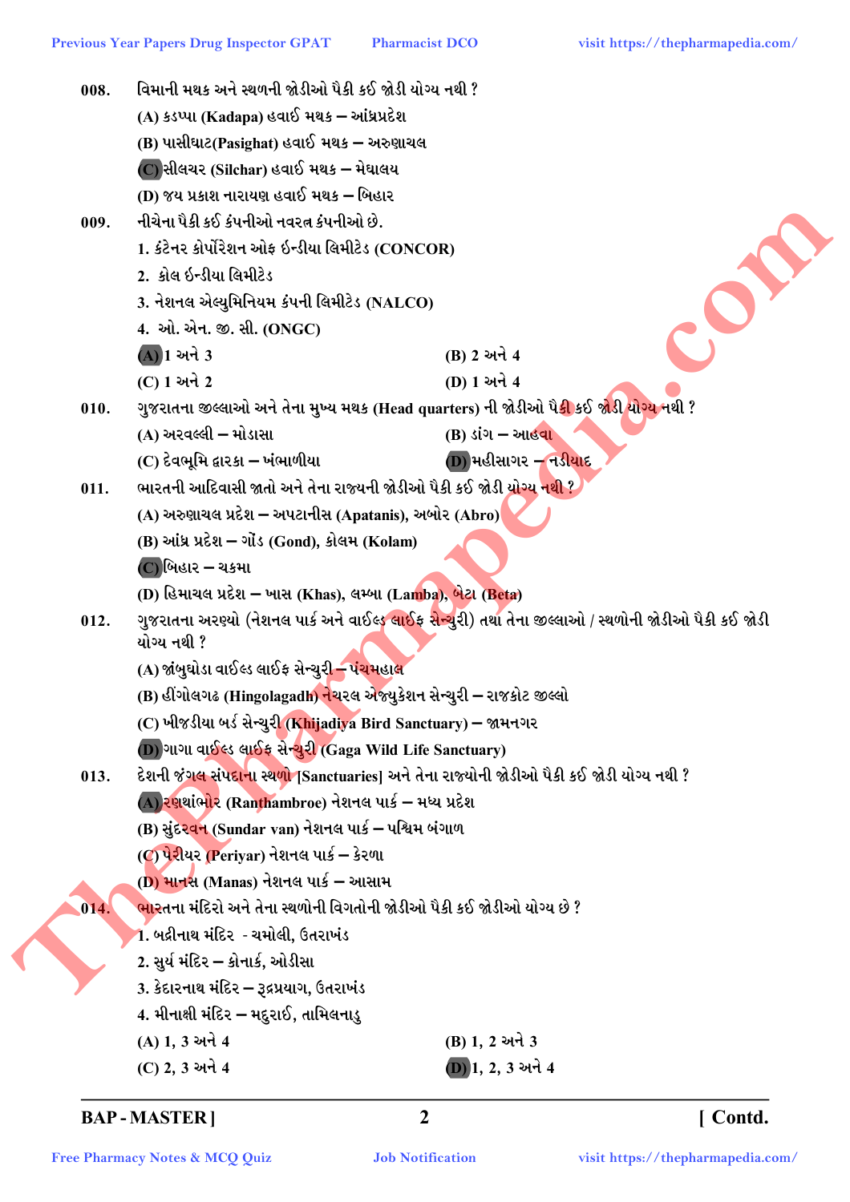008. વિમાની મથક અને સ્થળની જોડીઓ પૈકી કઈ જોડી યોગ્ય નથી ?

(A) કડપ્પા (Kadapa) હવાઈ મથક – આંધ્રપ્રદેશ

(B) પાસીઘાટ(Pasighat) હવાઈ મથક – અરુણાચલ

**(C)** સીલચર (Silchar) હવાઈ મથક – મેઘાલય

(D) જય પ્રકાશ નારાયણ હવાઈ મથક – બિહાર

009. નીચેના પૈકી કઈ કંપનીઓ નવરત્ન કંપનીઓ છે.

1. કંટેનર કોર્પોરેશન ઓફ ઈન્ડીયા લિમીટેડ (CONCOR)
2. કોલ ઈન્ડીયા લિમીટેડ
3. નેશનલ એલ્યુમિનિયમ કંપની લિમીટેડ (NALCO)
4. ઓ. એન. જી. સી. (ONGC)

**(A)** 1 અને 3 (B) 2 અને 4

(C) 1 અને 2 (D) 1 અને 4

010. ગુજરાતના જીલ્લાઓ અને તેના મુખ્ય મથક (Head quarters) ની જોડીઓ પૈકી કઈ જોડી યોગ્ય નથી ?

(A) અરવલ્લી – મોડાસા (B) ડાંગ – આહવા

(C) દેવભૂમિ દ્વારકા – ખંભાળીયા **(D)** મહીસાગર – નડીયાદ

011. ભારતની આદિવાસી જાતો અને તેના રાજ્યની જોડીઓ પૈકી કઈ જોડી યોગ્ય નથી ?

(A) અરુણાચલ પ્રદેશ – અપટાનીસ (Apatanis), અબોર (Abro)

(B) આંધ્ર પ્રદેશ – ગોંડ (Gond), કોલમ (Kolam)

**(C)** બિહાર – ચકમા

(D) હિમાચલ પ્રદેશ – ખાસ (Khas), લમ્બા (Lamba), બેટા (Beta)

012. ગુજરાતના અરણ્યો (નેશનલ પાર્ક અને વાઈલ્ડ લાઈફ સેન્ચુરી) તથા તેના જીલ્લાઓ / સ્થળોની જોડીઓ પૈકી કઈ જોડી યોગ્ય નથી ?

(A) જાંબુઘોડા વાઈલ્ડ લાઈફ સેન્ચુરી – પંચમહાલ

(B) હીંગોલગઢ (Hingolagadh) નેચરલ એજ્યુકેશન સેન્ચુરી – રાજકોટ જીલ્લો

(C) ખીજડીયા બર્ડ સેન્ચુરી (Khijadiya Bird Sanctuary) – જામનગર

**(D)** ગાગા વાઈલ્ડ લાઈફ સેન્ચુરી (Gaga Wild Life Sanctuary)

013. દેશની જંગલ સંપદાના સ્થળો [Sanctuaries] અને તેના રાજ્યોની જોડીઓ પૈકી કઈ જોડી યોગ્ય નથી ?

**(A)** રણથાંભોર (Ranthambroe) નેશનલ પાર્ક – મધ્ય પ્રદેશ

(B) સુંદરવન (Sundar van) નેશનલ પાર્ક – પશ્ચિમ બંગાળ

(C) પેરીયર (Periyar) નેશનલ પાર્ક – કેરળા

(D) માનસ (Manas) નેશનલ પાર્ક – આસામ

014. ભારતના મંદિરો અને તેના સ્થળોની વિગતોની જોડીઓ પૈકી કઈ જોડીઓ યોગ્ય છે ?

1. બદ્રીનાથ મંદિર - ચમોલી, ઉતરાખંડ
2. સુર્ય મંદિર – કોનાર્ક, ઓડીસા
3. કેદારનાથ મંદિર – રૂદ્રપ્રયાગ, ઉતરાખંડ
4. મીનાક્ષી મંદિર – મદુરાઈ, તામિલનાડુ

(A) 1, 3 અને 4 (B) 1, 2 અને 3

(C) 2, 3 અને 4 **(D)** 1, 2, 3 અને 4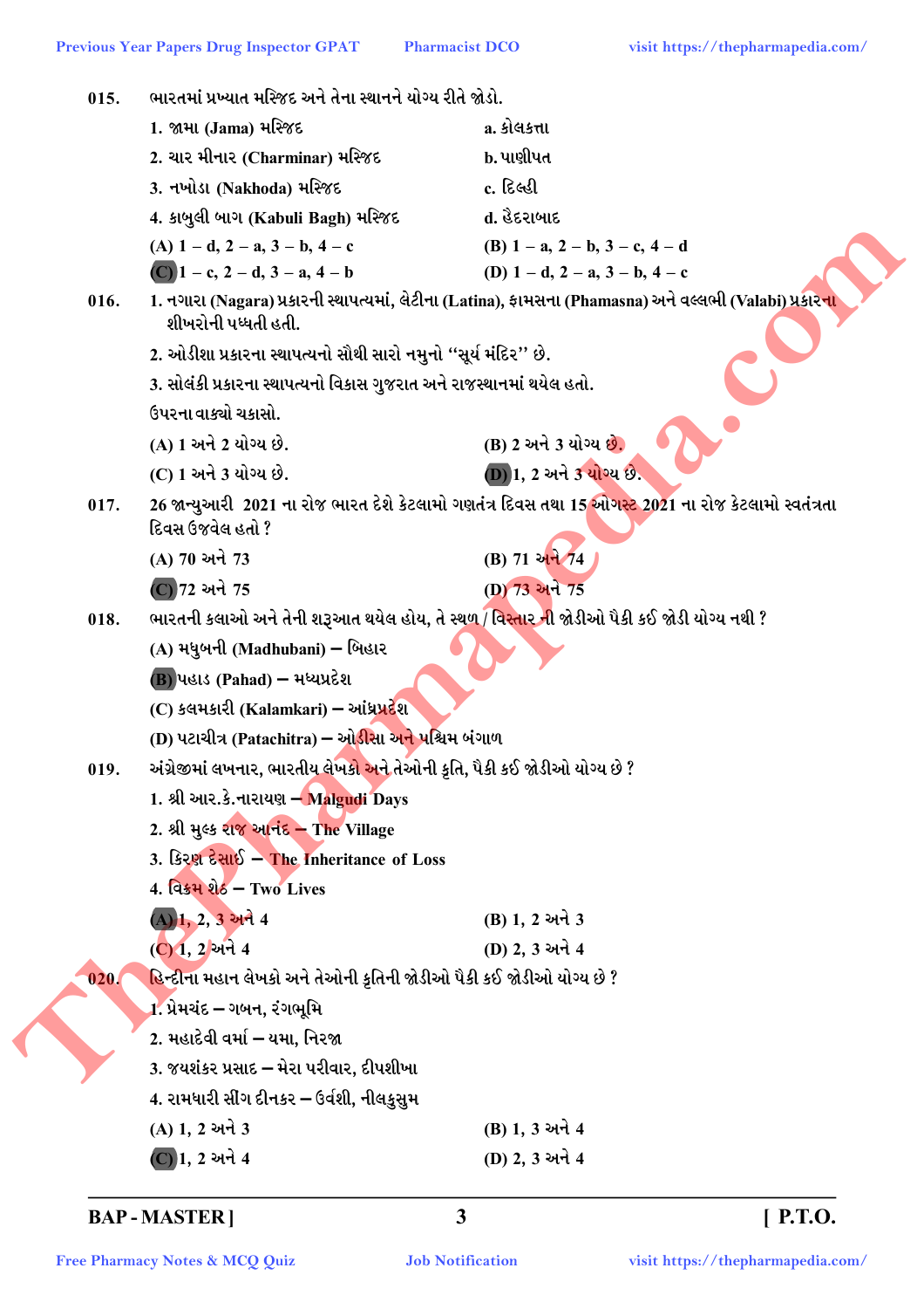015. ભારતમાં પ્રખ્યાત મસ્જિદ અને તેના સ્થાનને યોગ્ય રીતે જોડો.

| | |
|---|---|
| 1. જામા (Jama) મસ્જિદ | a. કોલકત્તા |
| 2. ચાર મીનાર (Charminar) મસ્જિદ | b. પાણીપત |
| 3. નખોડા (Nakhoda) મસ્જિદ | c. દિલ્હી |
| 4. કાબુલી બાગ (Kabuli Bagh) મસ્જિદ | d. હૈદરાબાદ |

(A) 1 – d, 2 – a, 3 – b, 4 – c
(B) 1 – a, 2 – b, 3 – c, 4 – d
(C) 1 – c, 2 – d, 3 – a, 4 – b
(D) 1 – d, 2 – a, 3 – b, 4 – c

016. 1. નગારા (Nagara) પ્રકારની સ્થાપત્યમાં, લેટીના (Latina), ફામસના (Phamasna) અને વલ્લભી (Valabi) પ્રકારના શીખરોની પધ્ધતી હતી.

2. ઓડીશા પ્રકારના સ્થાપત્યનો સૌથી સારો નમુનો "સૂર્ય મંદિર" છે.

3. સોલંકી પ્રકારના સ્થાપત્યનો વિકાસ ગુજરાત અને રાજસ્થાનમાં થયેલ હતો.

ઉપરના વાક્યો ચકાસો.

(A) 1 અને 2 યોગ્ય છે.
(B) 2 અને 3 યોગ્ય છે.
(C) 1 અને 3 યોગ્ય છે.
(D) 1, 2 અને 3 યોગ્ય છે.

017. 26 જાન્યુઆરી 2021 ના રોજ ભારત દેશે કેટલામો ગણતંત્ર દિવસ તથા 15 ઓગસ્ટ 2021 ના રોજ કેટલામો સ્વતંત્રતા દિવસ ઉજવેલ હતો ?

(A) 70 અને 73
(B) 71 અને 74
(C) 72 અને 75
(D) 73 અને 75

018. ભારતની કલાઓ અને તેની શરૂઆત થયેલ હોય, તે સ્થળ / વિસ્તાર ની જોડીઓ પૈકી કઈ જોડી યોગ્ય નથી ?

(A) મધુબની (Madhubani) – બિહાર
(B) પહાડ (Pahad) – મધ્યપ્રદેશ
(C) કલમકારી (Kalamkari) – આંધ્રપ્રદેશ
(D) પટાચીત્ર (Patachitra) – ઓડીસા અને પશ્ચિમ બંગાળ

019. અંગ્રેજીમાં લખનાર, ભારતીય લેખકો અને તેઓની કૃતિ, પૈકી કઈ જોડીઓ યોગ્ય છે ?

1. શ્રી આર.કે.નારાયણ – Malgudi Days
2. શ્રી મુલ્ક રાજ આનંદ – The Village
3. કિરણ દેસાઈ – The Inheritance of Loss
4. વિક્રમ શેઠ – Two Lives

(A) 1, 2, 3 અને 4
(B) 1, 2 અને 3
(C) 1, 2 અને 4
(D) 2, 3 અને 4

020. હિન્દીના મહાન લેખકો અને તેઓની કૃતિની જોડીઓ પૈકી કઈ જોડીઓ યોગ્ય છે ?

1. પ્રેમચંદ – ગબન, રંગભૂમિ
2. મહાદેવી વર્મા – યમા, નિરજા
3. જયશંકર પ્રસાદ – મેરા પરીવાર, દીપશીખા
4. રામધારી સીંગ દીનકર – ઉર્વશી, નીલકુસુમ

(A) 1, 2 અને 3
(B) 1, 3 અને 4
(C) 1, 2 અને 4
(D) 2, 3 અને 4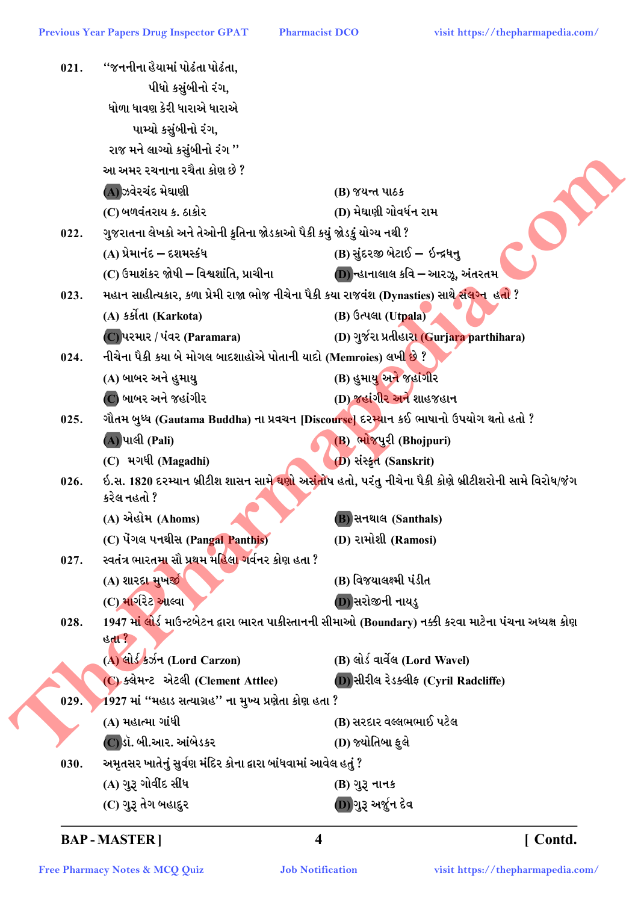021. "જનનીના હૈયામાં પોઢંતા પોઢંતા,
પીધો કસુંબીનો રંગ,
ધોળા ધાવણ કેરી ધારાએ ધારાએ
પામ્યો કસુંબીનો રંગ,
રાજ મને લાગ્યો કસુંબીનો રંગ "
આ અમર રચનાના રચૈતા કોણ છે ?

(A) ઝવેરચંદ મેઘાણી
(B) જયન્ત પાઠક
(C) બળવંતરાય ક. ઠાકોર
(D) મેઘાણી ગોવર્ધન રામ

022. ગુજરાતના લેખકો અને તેઓની કૃતિના જોડકાઓ પૈકી કયું જોડકું યોગ્ય નથી ?

(A) પ્રેમાનંદ – દશમસ્કંધ
(B) સુંદરજી બેટાઈ – ઇન્દ્રધનુ
(C) ઉમાશંકર જોષી – વિશ્વશાંતિ, પ્રાચીના
(D) ન્હાનાલાલ કવિ – આરઝૂ, અંતરતમ

023. મહાન સાહીત્યકાર, કળા પ્રેમી રાજા ભોજ નીચેના પૈકી કયા રાજવંશ (Dynasties) સાથે સંલગ્ન હતો ?

(A) કર્કોતા (Karkota)
(B) ઉત્પલા (Utpala)
(C) પરમાર / પંવર (Paramara)
(D) ગુર્જરા પ્રતીહારા (Gurjara parthihara)

024. નીચેના પૈકી કયા બે મોગલ બાદશાહોએ પોતાની યાદો (Memroies) લખી છે ?

(A) બાબર અને હુમાયુ
(B) હુમાયુ અને જહાંગીર
(C) બાબર અને જહાંગીર
(D) જહાંગીર અને શાહજહાન

025. ગૌતમ બુધ્ધ (Gautama Buddha) ના પ્રવચન [Discourse] દરમ્યાન કઈ ભાષાનો ઉપયોગ થતો હતો ?

(A) પાલી (Pali)
(B) ભોજપુરી (Bhojpuri)
(C) મગધી (Magadhi)
(D) સંસ્કૃત (Sanskrit)

026. ઈ.સ. 1820 દરમ્યાન બ્રીટીશ શાસન સામે ઘણો અસંતોષ હતો, પરંતુ નીચેના પૈકી કોણે બ્રીટીશરોની સામે વિરોધ/જંગ કરેલ નહતો ?

(A) એહોમ (Ahoms)
(B) સનથાલ (Santhals)
(C) પેંગલ પનથીસ (Pangal Panthis)
(D) રામોશી (Ramosi)

027. સ્વતંત્ર ભારતમા સૌ પ્રથમ મહિલા ગર્વનર કોણ હતા ?

(A) શારદા મુખર્જી
(B) વિજયાલક્ષ્મી પંડીત
(C) માર્ગરેટ આલ્વા
(D) સરોજીની નાયડુ

028. 1947 માં લોર્ડ માઉન્ટબેટન દ્વારા ભારત પાકીસ્તાનની સીમાઓ (Boundary) નક્કી કરવા માટેના પંચના અધ્યક્ષ કોણ હતા ?

(A) લોર્ડ કર્ઝન (Lord Carzon)
(B) લોર્ડ વાર્વેલ (Lord Wavel)
(C) ક્લેમન્ટ એટલી (Clement Attlee)
(D) સીરીલ રેડક્લીફ (Cyril Radcliffe)

029. 1927 માં "મહાડ સત્યાગ્રહ" ના મુખ્ય પ્રણેતા કોણ હતા ?

(A) મહાત્મા ગાંધી
(B) સરદાર વલ્લભભાઈ પટેલ
(C) ડૉ. બી.આર. આંબેડકર
(D) જ્યોતિબા ફુલે

030. અમૃતસર ખાતેનું સુવર્ણ મંદિર કોના દ્વારા બાંધવામાં આવેલ હતું ?

(A) ગુરૂ ગોવીંદ સીંઘ
(B) ગુરૂ નાનક
(C) ગુરૂ તેગ બહાદુર
(D) ગુરૂ અર્જુન દેવ

BAP - MASTER ]  [ Contd.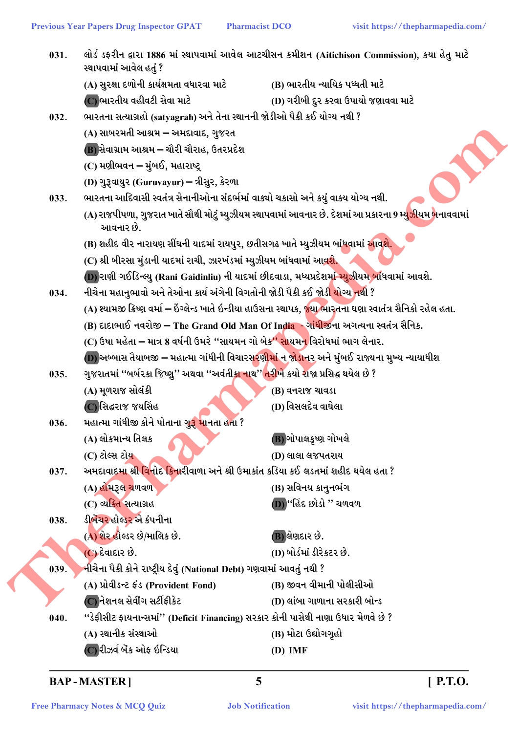031. લોર્ડ ડફરીન દ્વારા 1886 માં સ્થાપવામાં આવેલ આટચીસન કમીશન (Aitichison Commission), કયા હેતુ માટે સ્થાપવામાં આવેલ હતું ?

(A) સુરક્ષા દળોની કાર્યક્ષમતા વધારવા માટે
(B) ભારતીય ન્યાયિક પધ્ધતી માટે
(C) ભારતીય વહીવટી સેવા માટે
(D) ગરીબી દુર કરવા ઉપાયો જણાવવા માટે

032. ભારતના સત્યાગ્રહો (satyagrah) અને તેના સ્થાનની જોડીઓ પૈકી કઈ યોગ્ય નથી ?

(A) સાબરમતી આશ્રમ – અમદાવાદ, ગુજરત
(B) સેવાગ્રામ આશ્રમ – ચૌરી ચૌરાહ, ઉતરપ્રદેશ
(C) મણીભવન – મુંબઈ, મહારાષ્ટ્ર
(D) ગુરૂવાયુર (Guruvayur) – ત્રીસુર, કેરળા

033. ભારતના આદિવાસી સ્વતંત્ર સેનાનીઓના સંદર્ભમાં વાક્યો ચકાસો અને કયું વાક્ય યોગ્ય નથી.

(A) રાજપીપળા, ગુજરાત ખાતે સૌથી મોટું મ્યુઝીયમ સ્થાપવામાં આવનાર છે. દેશમાં આ પ્રકારના 9 મ્યુઝીયમ બનાવવામાં આવનાર છે.
(B) શહીદ વીર નારાયણ સીંઘની યાદમાં રાયપુર, છતીસગઢ ખાતે મ્યુઝીયમ બાંધવામાં આવશે.
(C) શ્રી બીરસા મુંડાની યાદમાં રાચી, ઝારખંડમાં મ્યુઝીયમ બાંધવામાં આવશે.
(D) રાણી ગઈડિન્લ્યુ (Rani Gaidinliu) ની યાદમાં છીદવાડા, મધ્યપ્રદેશમાં મ્યુઝીયમ બાંધવામાં આવશે.

034. નીચેના મહાનુભાવો અને તેઓના કાર્ય અંગેની વિગતોની જોડી પૈકી કઈ જોડી યોગ્ય નથી ?

(A) શ્યામજી ક્રિષ્ણ વર્મા – ઇંગ્લેન્ડ ખાતે ઇન્ડીયા હાઉસના સ્થાપક, જ્યા ભારતના ઘણા સ્વાતંત્ર સૈનિકો રહેલ હતા.
(B) દાદાભાઈ નવરોજી – The Grand Old Man Of India - ગાંધીજીના અગત્યના સ્વતંત્ર સૈનિક.
(C) ઉષા મહેતા – માત્ર 8 વર્ષની ઉમરે "સાયમન ગો બેક" સાયમન વિરોધમાં ભાગ લેનાર.
(D) અબ્બાસ તૈયાબજી – મહાત્મા ગાંધીની વિચારસરણીમાં ન જોડાનર અને મુંબઈ રાજ્યના મુખ્ય ન્યાયાધીશ

035. ગુજરાતમાં "બર્બરકા જિષ્ણુ" અથવા "અવંતીકા નાથ" તરીખે કયો રાજા પ્રસિદ્ધ થયેલ છે ?

(A) મૂળરાજ સોલંકી
(B) વનરાજ ચાવડા
(C) સિદ્ધરાજ જયસિંહ
(D) વિસલદેવ વાઘેલા

036. મહાત્મા ગાંધીજી કોને પોતાના ગુરૂ માનતા હતા ?

(A) લોકમાન્ય તિલક
(B) ગોપાલકૃષ્ણ ગોખલે
(C) ટોલ્સ ટોય
(D) લાલા લજપતરાય

037. અમદાવાદમા શ્રી વિનોદ કિનારીવાળા અને શ્રી ઉમાકાંત કડિયા કઈ લડતમાં શહીદ થયેલ હતા ?

(A) હોમરૂલ ચળવળ
(B) સવિનય કાનુનભંગ
(C) વ્યક્તિ સત્યાગ્રહ
(D) "હિંદ છોડો " ચળવળ

038. ડીબેંચર હોલ્ડર એ કંપનીના

(A) શેર હોલ્ડર છે/માલિક છે.
(B) લેણદાર છે.
(C) દેવાદાર છે.
(D) બોર્ડમાં ડીરેક્ટર છે.

039. નીચેના પૈકી કોને રાષ્ટ્રીય દેવું (National Debt) ગણવામાં આવતું નથી ?

(A) પ્રોવીડન્ટ ફંડ (Provident Fond)
(B) જીવન વીમાની પોલીસીઓ
(C) નેશનલ સેવીંગ સર્ટીફીકેટ
(D) લાંબા ગાળાના સરકારી બોન્ડ

040. "ડેફીસીટ ફાયનાન્સમાં" (Deficit Financing) સરકાર કોની પાસેથી નાણા ઉધાર મેળવે છે ?

(A) સ્થાનીક સંસ્થાઓ
(B) મોટા ઉદ્યોગગૃહો
(C) રીઝર્વ બેંક ઓફ ઇન્ડિયા
(D) IMF

BAP - MASTER ] [ P.T.O.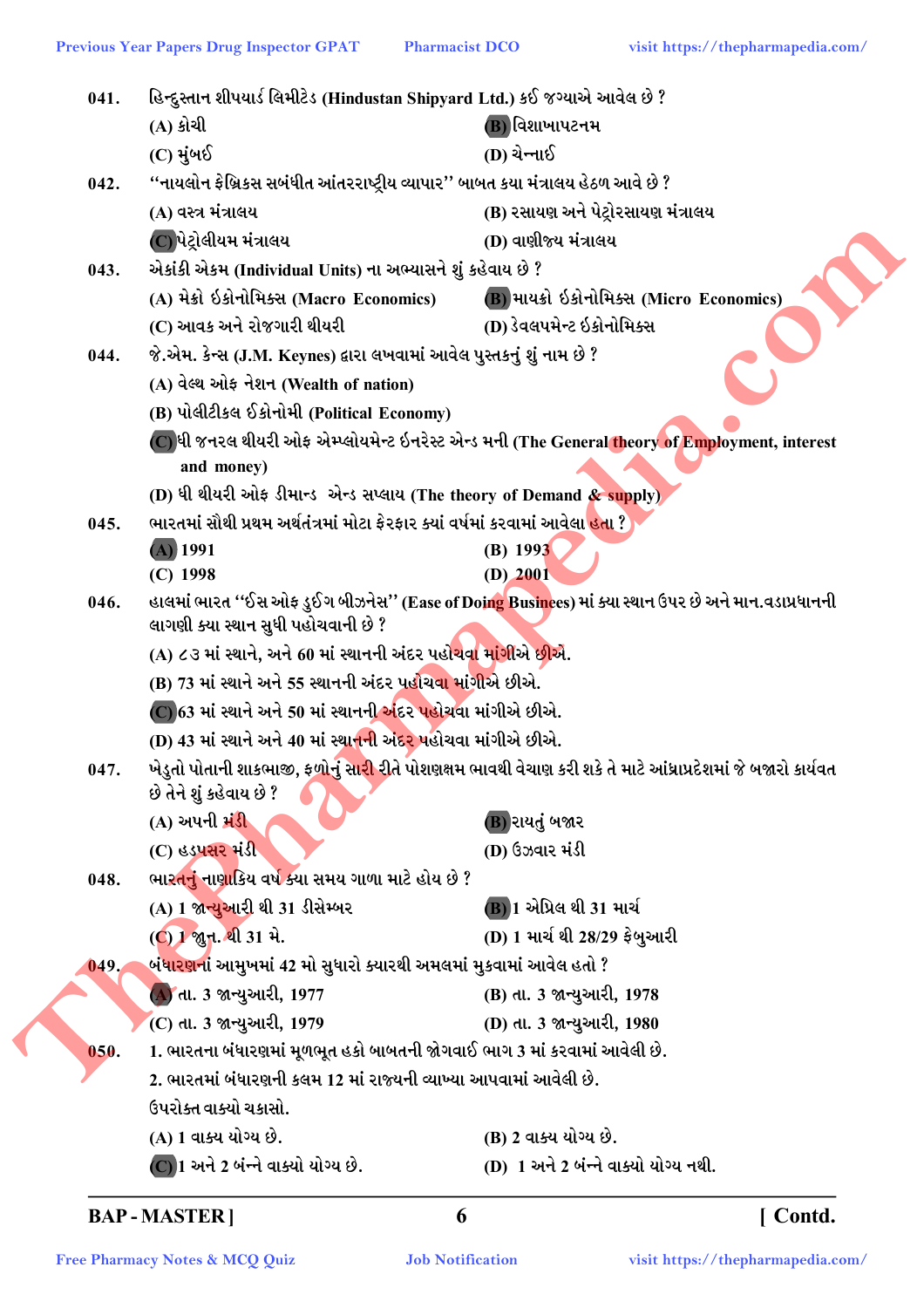041. હિન્દુસ્તાન શીપયાર્ડ લિમીટેડ (Hindustan Shipyard Ltd.) કઈ જગ્યાએ આવેલ છે ?

(A) કોચી
(B) વિશાખાપટનમ
(C) મુંબઈ
(D) ચેન્નાઈ

042. "નાયલોન ફેબ્રિકસ સબંધીત આંતરરાષ્ટ્રીય વ્યાપાર" બાબત કયા મંત્રાલય હેઠળ આવે છે ?

(A) વસ્ત્ર મંત્રાલય
(B) રસાયણ અને પેટ્રોરસાયણ મંત્રાલય
(C) પેટ્રોલીયમ મંત્રાલય
(D) વાણીજ્ય મંત્રાલય

043. એકાંકી એકમ (Individual Units) ના અભ્યાસને શું કહેવાય છે ?

(A) મેક્રો ઈકોનોમિક્સ (Macro Economics)
(B) માયક્રો ઈકોનોમિક્સ (Micro Economics)
(C) આવક અને રોજગારી થીયરી
(D) ડેવલપમેન્ટ ઈકોનોમિક્સ

044. જે.એમ. કેન્સ (J.M. Keynes) દ્વારા લખવામાં આવેલ પુસ્તકનું શું નામ છે ?

(A) વેલ્થ ઓફ નેશન (Wealth of nation)
(B) પોલીટીકલ ઈકોનોમી (Political Economy)
(C) ધી જનરલ થીયરી ઓફ એમ્પ્લોયમેન્ટ ઇનરેસ્ટ એન્ડ મની (The General theory of Employment, interest and money)
(D) ધી થીયરી ઓફ ડીમાન્ડ એન્ડ સપ્લાય (The theory of Demand & supply)

045. ભારતમાં સૌથી પ્રથમ અર્થતંત્રમાં મોટા ફેરફાર ક્યાં વર્ષમાં કરવામાં આવેલા હતા ?

(A) 1991
(B) 1993
(C) 1998
(D) 2001

046. હાલમાં ભારત "ઈસ ઓફ ડુઈંગ બીઝનેસ" (Ease of Doing Businees) માં ક્યા સ્થાન ઉપર છે અને માન.વડાપ્રધાનની લાગણી ક્યા સ્થાન સુધી પહોચવાની છે ?

(A) ૮૩ માં સ્થાને, અને 60 માં સ્થાનની અંદર પહોચવા માંગીએ છીએ.
(B) 73 માં સ્થાને અને 55 સ્થાનની અંદર પહોચવા માંગીએ છીએ.
(C) 63 માં સ્થાને અને 50 માં સ્થાનની અંદર પહોચવા માંગીએ છીએ.
(D) 43 માં સ્થાને અને 40 માં સ્થાનની અંદર પહોચવા માંગીએ છીએ.

047. ખેડુતો પોતાની શાકભાજી, ફળોનું સારી રીતે પોશણક્ષમ ભાવથી વેચાણ કરી શકે તે માટે આંધ્રાપ્રદેશમાં જે બજારો કાર્યવત છે તેને શું કહેવાય છે ?

(A) અપની મંડી
(B) રાયતું બજાર
(C) હડપસર મંડી
(D) ઉઝવાર મંડી

048. ભારતનું નાણાકિય વર્ષ ક્યા સમય ગાળા માટે હોય છે ?

(A) 1 જાન્યુઆરી થી 31 ડીસેમ્બર
(B) 1 એપ્રિલ થી 31 માર્ચ
(C) 1 જુન. થી 31 મે.
(D) 1 માર્ચ થી 28/29 ફેબ્રુઆરી

049. બંધારણનાં આમુખમાં 42 મો સુધારો ક્યારથી અમલમાં મુકવામાં આવેલ હતો ?

(A) તા. 3 જાન્યુઆરી, 1977
(B) તા. 3 જાન્યુઆરી, 1978
(C) તા. 3 જાન્યુઆરી, 1979
(D) તા. 3 જાન્યુઆરી, 1980

050. 1. ભારતના બંધારણમાં મૂળભૂત હકો બાબતની જોગવાઈ ભાગ 3 માં કરવામાં આવેલી છે.
2. ભારતમાં બંધારણની કલમ 12 માં રાજ્યની વ્યાખ્યા આપવામાં આવેલી છે.
ઉપરોક્ત વાક્યો ચકાસો.

(A) 1 વાક્ય યોગ્ય છે.
(B) 2 વાક્ય યોગ્ય છે.
(C) 1 અને 2 બંન્ને વાક્યો યોગ્ય છે.
(D) 1 અને 2 બંન્ને વાક્યો યોગ્ય નથી.

BAP - MASTER ] [ Contd.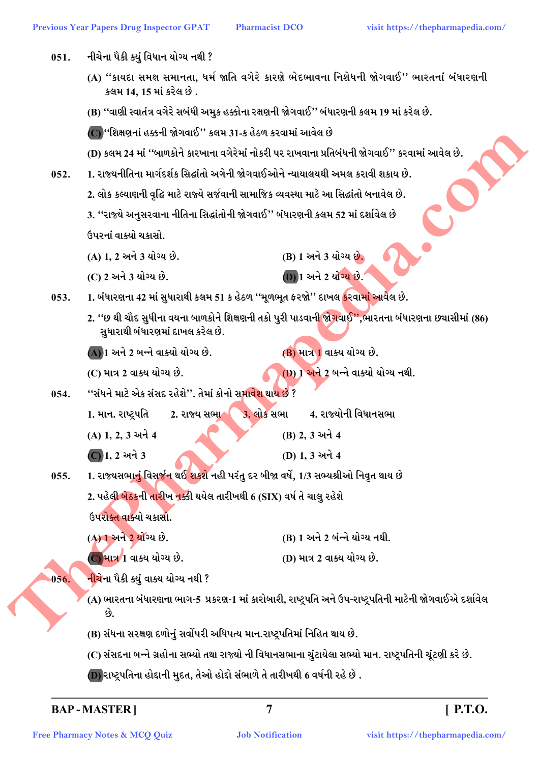051. નીચેના પૈકી ક્યું વિધાન યોગ્ય નથી ?

(A) "કાયદા સમક્ષ સમાનતા, ધર્મ જાતિ વગેરે કારણે ભેદભાવના નિશેધની જોગવાઈ" ભારતનાં બંધારણની કલમ 14, 15 માં કરેલ છે .

(B) "વાણી સ્વાતંત્ર વગેરે સબંધી અમુક હક્કોના રક્ષણની જોગવાઈ" બંધારણની કલમ 19 માં કરેલ છે.

(C) "શિક્ષણનાં હક્કની જોગવાઈ" કલમ 31-ક હેઠળ કરવામાં આવેલ છે

(D) કલમ 24 માં "બાળકોને કારખાના વગેરેમાં નોકરી પર રાખવાના પ્રતિબંધની જોગવાઈ" કરવામાં આવેલ છે.

052. 1. રાજ્યનીતિના માર્ગદર્શક સિદ્ધાંતો અંગેની જોગવાઈઓને ન્યાયાલયથી અમલ કરાવી શકાય છે.

2. લોક કલ્યાણની વૃદ્ધિ માટે રાજ્યે સર્જવાની સામાજિક વ્યવસ્થા માટે આ સિદ્ધાંતો બનાવેલ છે.

3. "રાજ્યે અનુસરવાના નીતિના સિદ્ધાંતોની જોગવાઈ" બંધારણની કલમ 52 માં દર્શાવેલ છે

ઉપરનાં વાક્યો ચકાસો.

(A) 1, 2 અને 3 યોગ્ય છે.
(B) 1 અને 3 યોગ્ય છે.
(C) 2 અને 3 યોગ્ય છે.
(D) 1 અને 2 યોગ્ય છે.

053. 1. બંધારણના 42 માં સુધારાથી કલમ 51 ક હેઠળ "મૂળભૂત ફરજો" દાખલ કરવામાં આવેલ છે.

2. "છ થી ચૌદ સુધીના વયના બાળકોને શિક્ષણની તકો પુરી પાડવાની જોગવાઈ",ભારતના બંધારણના છ્યાસીમાં (86) સુધારાથી બંધારણમાં દાખલ કરેલ છે.

(A) 1 અને 2 બન્ને વાક્યો યોગ્ય છે.
(B) માત્ર 1 વાક્ય યોગ્ય છે.
(C) માત્ર 2 વાક્ય યોગ્ય છે.
(D) 1 અને 2 બન્ને વાક્યો યોગ્ય નથી.

054. "સંઘને માટે એક સંસદ રહેશે". તેમાં કોનો સમાવેશ થાય છે ?

1. માન. રાષ્ટ્રપતિ 2. રાજ્ય સભા 3. લોક સભા 4. રાજ્યોની વિધાનસભા

(A) 1, 2, 3 અને 4
(B) 2, 3 અને 4
(C) 1, 2 અને 3
(D) 1, 3 અને 4

055. 1. રાજ્યસભાનું વિસર્જન થઈ શકશે નહી પરંતુ દર બીજા વર્ષે, 1/3 સભ્યશ્રીઓ નિવૃત થાય છે

2. પહેલી બેઠકની તારીખ નક્કી થયેલ તારીખથી 6 (SIX) વર્ષ તે ચાલુ રહેશે

ઉપરોક્ત વાક્યો ચકાસો.

(A) 1 અને 2 યોગ્ય છે.
(B) 1 અને 2 બંન્ને યોગ્ય નથી.
(C) માત્ર 1 વાક્ય યોગ્ય છે.
(D) માત્ર 2 વાક્ય યોગ્ય છે.

056. નીચેના પૈકી ક્યું વાક્ય યોગ્ય નથી ?

(A) ભારતના બંધારણના ભાગ-5 પ્રકરણ-1 માં કારોબારી, રાષ્ટ્રપતિ અને ઉપ-રાષ્ટ્રપતિની માટેની જોગવાઈએ દર્શાવેલ છે.

(B) સંઘના સરક્ષણ દળોનું સર્વોપરી અધિપત્ય માન.રાષ્ટ્રપતિમાં નિહિત થાય છે.

(C) સંસદના બન્ને ગ્રહોના સભ્યો તથા રાજ્યો ની વિધાનસભાના ચુંટાયેલા સભ્યો માન. રાષ્ટ્રપતિની ચૂંટણી કરે છે.

(D) રાષ્ટ્રપતિના હોદ્દાની મુદત, તેઓ હોદ્દો સંભાળે તે તારીખથી 6 વર્ષની રહે છે .

BAP - MASTER ] [ P.T.O.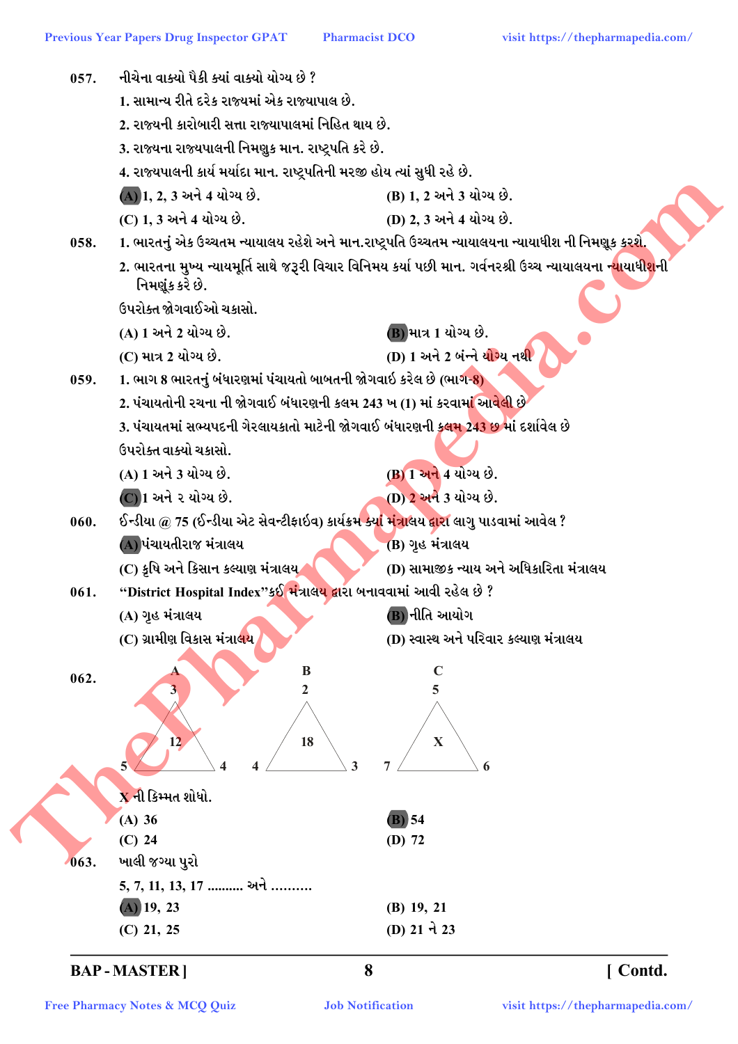057. નીચેના વાક્યો પૈકી ક્યાં વાક્યો યોગ્ય છે ?

1. સામાન્ય રીતે દરેક રાજ્યમાં એક રાજ્યપાલ છે.
2. રાજ્યની કારોબારી સત્તા રાજ્યાપાલમાં નિહિત થાય છે.
3. રાજ્યના રાજ્યપાલની નિમણુક માન. રાષ્ટ્રપતિ કરે છે.
4. રાજ્યપાલની કાર્ય મર્યાદા માન. રાષ્ટ્રપતિની મરજી હોય ત્યાં સુધી રહે છે.

(A) 1, 2, 3 અને 4 યોગ્ય છે. (B) 1, 2 અને 3 યોગ્ય છે.
(C) 1, 3 અને 4 યોગ્ય છે. (D) 2, 3 અને 4 યોગ્ય છે.

058. 1. ભારતનું એક ઉચ્ચતમ ન્યાયાલય રહેશે અને માન.રાષ્ટ્રપતિ ઉચ્ચતમ ન્યાયાલયના ન્યાયાધીશ ની નિમણૂક કરશે.
2. ભારતના મુખ્ય ન્યાયમૂર્તિ સાથે જરૂરી વિચાર વિનિમય કર્યા પછી માન. ગવર્નરશ્રી ઉચ્ચ ન્યાયાલયના ન્યાયાધીશની નિમણૂંક કરે છે.

ઉપરોક્ત જોગવાઈઓ ચકાસો.

(A) 1 અને 2 યોગ્ય છે. (B) માત્ર 1 યોગ્ય છે.
(C) માત્ર 2 યોગ્ય છે. (D) 1 અને 2 બંન્ને યોગ્ય નથી

059. 1. ભાગ 8 ભારતનું બંધારણમાં પંચાયતો બાબતની જોગવાઈ કરેલ છે (ભાગ-8)
2. પંચાયતોની રચના ની જોગવાઈ બંધારણની કલમ 243 ખ (1) માં કરવામાં આવેલી છે
3. પંચાયતમાં સભ્યપદની ગેરલાયકાતો માટેની જોગવાઈ બંધારણની કલમ 243 છ માં દર્શાવેલ છે

ઉપરોક્ત વાક્યો ચકાસો.

(A) 1 અને 3 યોગ્ય છે. (B) 1 અને 4 યોગ્ય છે.
(C) 1 અને ૨ યોગ્ય છે. (D) 2 અને 3 યોગ્ય છે.

060. ઈન્ડીયા @ 75 (ઈન્ડીયા એટ સેવન્ટીફાઈવ) કાર્યક્રમ ક્યાં મંત્રાલય દ્વારા લાગુ પાડવામાં આવેલ ?

(A) પંચાયતીરાજ મંત્રાલય (B) ગૃહ મંત્રાલય
(C) કૃષિ અને કિસાન કલ્યાણ મંત્રાલય (D) સામાજીક ન્યાય અને અધિકારિતા મંત્રાલય

061. "District Hospital Index" કઈ મંત્રાલય દ્વારા બનાવવામાં આવી રહેલ છે ?

(A) ગૃહ મંત્રાલય (B) નીતિ આયોગ
(C) ગ્રામીણ વિકાસ મંત્રાલય (D) સ્વાસ્થ અને પરિવાર કલ્યાણ મંત્રાલય

062.

| Triangle | Top | Bottom-left | Bottom-right | Center |
|---|---|---|---|---|
| A | 3 | 5 | 4 | 12 |
| B | 2 | 4 | 3 | 18 |
| C | 5 | 7 | 6 | X |

X ની કિમ્મત શોધો.

(A) 36 (B) 54
(C) 24 (D) 72

063. ખાલી જગ્યા પુરો

5, 7, 11, 13, 17 .......... અને ..........

(A) 19, 23 (B) 19, 21
(C) 21, 25 (D) 21 ને 23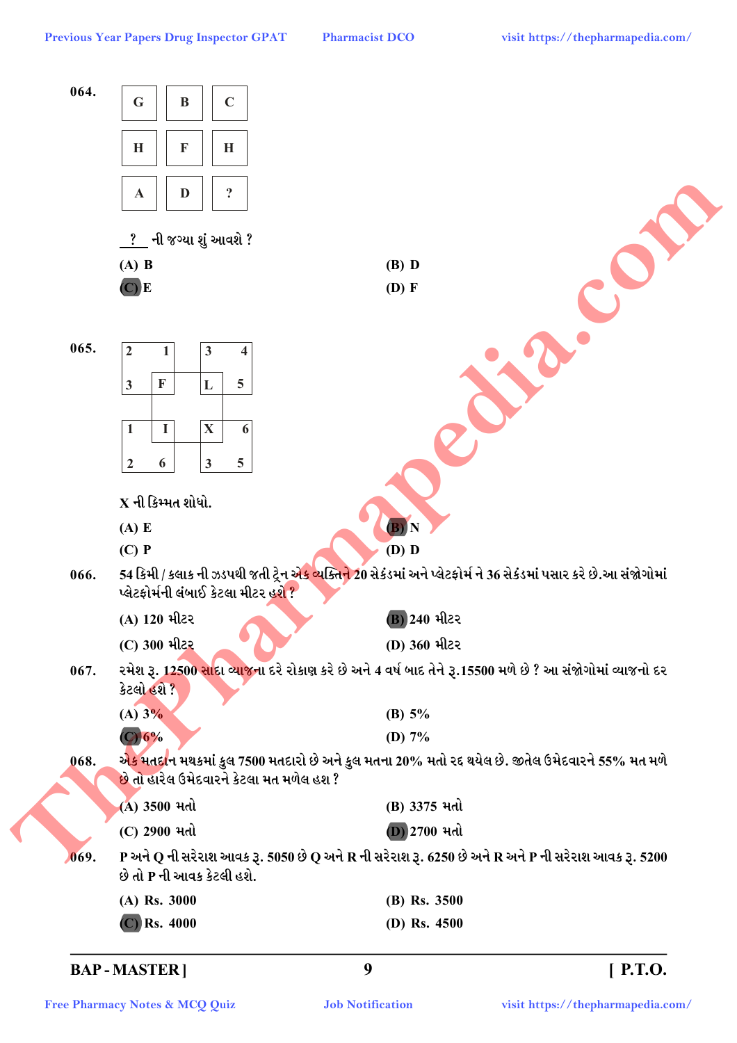064.

| G | B | C |
|---|---|---|
| H | F | H |
| A | D | ? |

? ની જગ્યા શું આવશે ?

(A) B
(B) D
(C) E
(D) F

065.

| 2 | 1 | | 3 | 4 |
|---|---|---|---|---|
| 3 | F | | L | 5 |
| | | | | |
| 1 | I | | X | 6 |
| 2 | 6 | | 3 | 5 |

X ની કિમ્મત શોધો.

(A) E
(B) N
(C) P
(D) D

066. 54 કિમી / કલાક ની ઝડપથી જતી ટ્રેન એક વ્યક્તિને 20 સેકંડમાં અને પ્લેટફોર્મ ને 36 સેકંડમાં પસાર કરે છે.આ સંજોગોમાં પ્લેટફોર્મની લંબાઈ કેટલા મીટર હશે ?

(A) 120 મીટર
(B) 240 મીટર
(C) 300 મીટર
(D) 360 મીટર

067. રમેશ રૂ. 12500 સાદા વ્યાજના દરે રોકાણ કરે છે અને 4 વર્ષ બાદ તેને રૂ.15500 મળે છે ? આ સંજોગોમાં વ્યાજનો દર કેટલો હશે ?

(A) 3%
(B) 5%
(C) 6%
(D) 7%

068. એક મતદાન મથકમાં કુલ 7500 મતદારો છે અને કુલ મતના 20% મતો રદ થયેલ છે. જીતેલ ઉમેદવારને 55% મત મળે છે તો હારેલ ઉમેદવારને કેટલા મત મળેલ હશ ?

(A) 3500 મતો
(B) 3375 મતો
(C) 2900 મતો
(D) 2700 મતો

069. P અને Q ની સરેરાશ આવક રૂ. 5050 છે Q અને R ની સરેરાશ રૂ. 6250 છે અને R અને P ની સરેરાશ આવક રૂ. 5200 છે તો P ની આવક કેટલી હશે.

(A) Rs. 3000
(B) Rs. 3500
(C) Rs. 4000
(D) Rs. 4500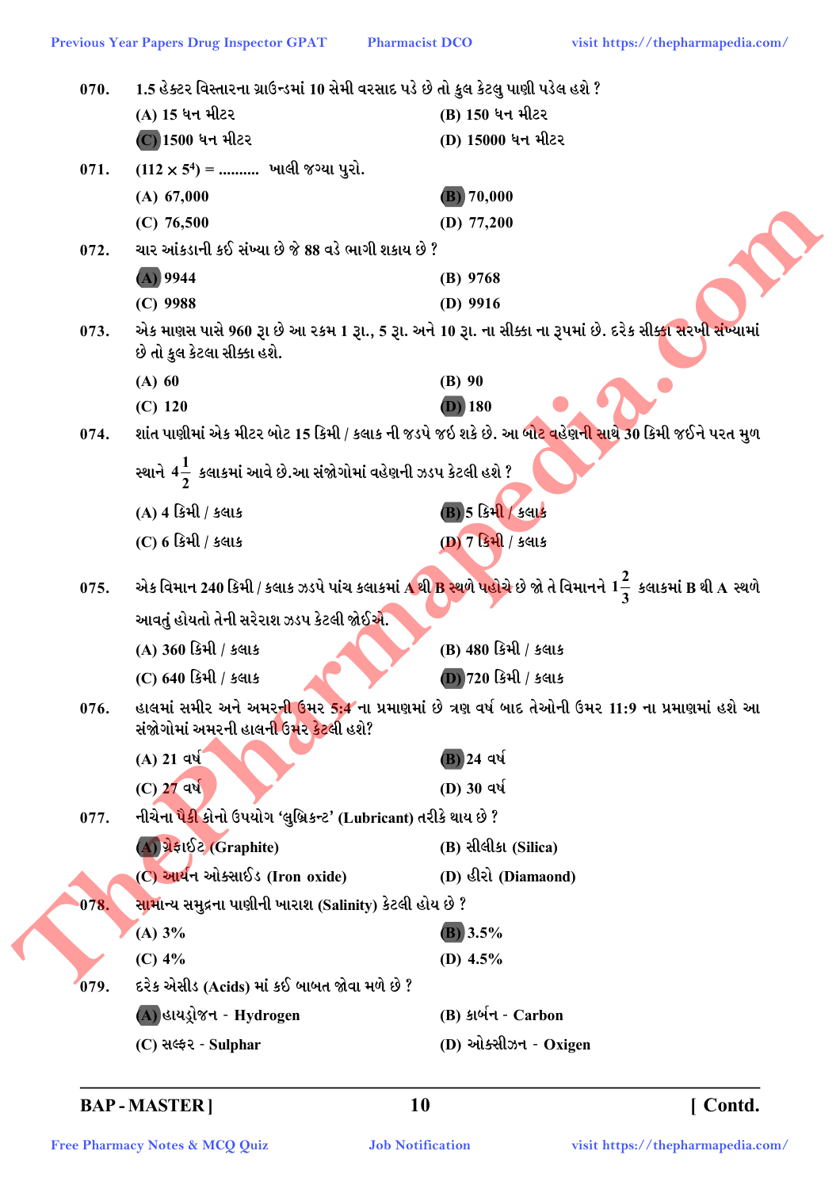070. 1.5 હેક્ટર વિસ્તારના ગ્રાઉન્ડમાં 10 સેમી વરસાદ પડે છે તો કુલ કેટલુ પાણી પડેલ હશે ?

(A) 15 ઘન મીટર
(B) 150 ઘન મીટર
(C) 1500 ઘન મીટર
(D) 15000 ઘન મીટર

071. $(112 \times 5^4)$ = .......... ખાલી જગ્યા પુરો.

(A) 67,000
(B) 70,000
(C) 76,500
(D) 77,200

072. ચાર આંકડાની કઈ સંખ્યા છે જે 88 વડે ભાગી શકાય છે ?

(A) 9944
(B) 9768
(C) 9988
(D) 9916

073. એક માણસ પાસે 960 રૂા છે આ રકમ 1 રૂા., 5 રૂા. અને 10 રૂા. ના સીક્કા ના રૂપમાં છે. દરેક સીક્કા સરખી સંખ્યામાં છે તો કુલ કેટલા સીક્કા હશે.

(A) 60
(B) 90
(C) 120
(D) 180

074. શાંત પાણીમાં એક મીટર બોટ 15 કિમી / કલાક ની જડપે જઈ શકે છે. આ બોટ વહેણની સાથે 30 કિમી જઈને પરત મુળ સ્થાને $4\frac{1}{2}$ કલાકમાં આવે છે.આ સંજોગોમાં વહેણની ઝડપ કેટલી હશે ?

(A) 4 કિમી / કલાક
(B) 5 કિમી / કલાક
(C) 6 કિમી / કલાક
(D) 7 કિમી / કલાક

075. એક વિમાન 240 કિમી / કલાક ઝડપે પાંચ કલાકમાં A થી B સ્થળે પહોચે છે જો તે વિમાનને $1\frac{2}{3}$ કલાકમાં B થી A સ્થળે આવતું હોયતો તેની સરેરાશ ઝડપ કેટલી જોઈએ.

(A) 360 કિમી / કલાક
(B) 480 કિમી / કલાક
(C) 640 કિમી / કલાક
(D) 720 કિમી / કલાક

076. હાલમાં સમીર અને અમરની ઉમર 5:4 ના પ્રમાણમાં છે ત્રણ વર્ષ બાદ તેઓની ઉમર 11:9 ના પ્રમાણમાં હશે આ સંજોગોમાં અમરની હાલની ઉમર કેટલી હશે?

(A) 21 વર્ષ
(B) 24 વર્ષ
(C) 27 વર્ષ
(D) 30 વર્ષ

077. નીચેના પૈકી કોનો ઉપયોગ 'લુબ્રિકન્ટ' (Lubricant) તરીકે થાય છે ?

(A) ગ્રેફાઈટ (Graphite)
(B) સીલીકા (Silica)
(C) આયર્ન ઓક્સાઈડ (Iron oxide)
(D) હીરો (Diamaond)

078. સામાન્ય સમુદ્રના પાણીની ખારાશ (Salinity) કેટલી હોય છે ?

(A) 3%
(B) 3.5%
(C) 4%
(D) 4.5%

079. દરેક એસીડ (Acids) માં કઈ બાબત જોવા મળે છે ?

(A) હાયડ્રોજન - Hydrogen
(B) કાર્બન - Carbon
(C) સલ્ફર - Sulphar
(D) ઓક્સીઝન - Oxigen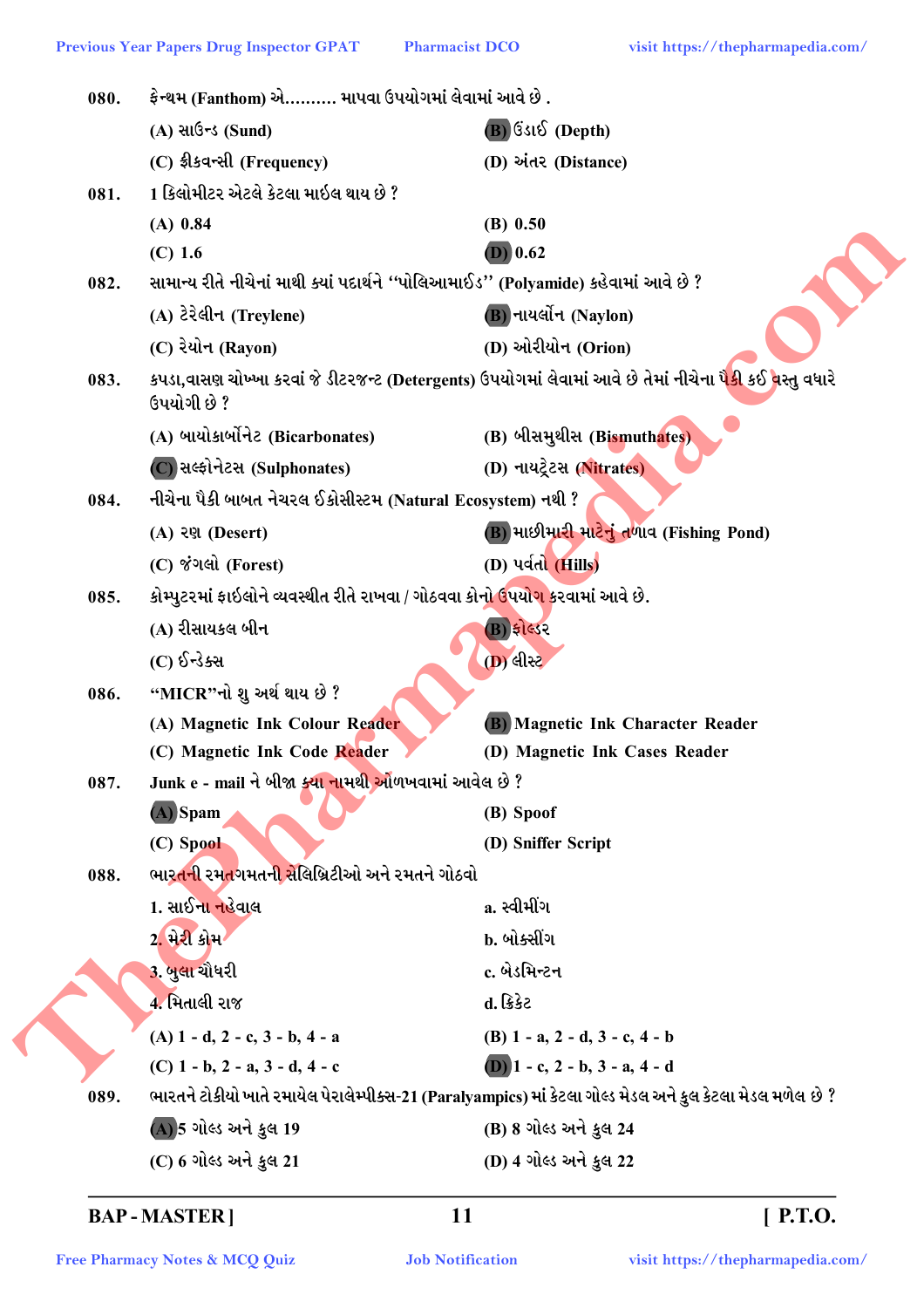080. ફેન્થમ (Fanthom) એ.......... માપવા ઉપયોગમાં લેવામાં આવે છે .

(A) સાઉન્ડ (Sund)
(B) ઉંડાઈ (Depth)
(C) ફ્રીકવન્સી (Frequency)
(D) અંતર (Distance)

081. 1 કિલોમીટર એટલે કેટલા માઈલ થાય છે ?

(A) 0.84
(B) 0.50
(C) 1.6
(D) 0.62

082. સામાન્ય રીતે નીચેનાં માથી ક્યાં પદાર્થને "પોલિઆમાઈડ" (Polyamide) કહેવામાં આવે છે ?

(A) ટેરેલીન (Treylene)
(B) નાયલૉન (Naylon)
(C) રેયોન (Rayon)
(D) ઓરીયોન (Orion)

083. કપડા,વાસણ ચોખ્ખા કરવાં જે ડીટરજન્ટ (Detergents) ઉપયોગમાં લેવામાં આવે છે તેમાં નીચેના પૈકી કઈ વસ્તુ વધારે ઉપયોગી છે ?

(A) બાયોકાર્બોનેટ (Bicarbonates)
(B) બીસમુથીસ (Bismuthates)
(C) સલ્ફોનેટસ (Sulphonates)
(D) નાયટ્રેટસ (Nitrates)

084. નીચેના પૈકી બાબત નેચરલ ઈકોસીસ્ટમ (Natural Ecosystem) નથી ?

(A) રણ (Desert)
(B) માછીમારી માટેનું તળાવ (Fishing Pond)
(C) જંગલો (Forest)
(D) પર્વતો (Hills)

085. કોમ્પ્યુટરમાં ફાઈલોને વ્યવસ્થીત રીતે રાખવા / ગોઠવવા કોનો ઉપયોગ કરવામાં આવે છે.

(A) રીસાયકલ બીન
(B) ફોલ્ડર
(C) ઈન્ડેક્સ
(D) લીસ્ટ

086. "MICR"નો શુ અર્થ થાય છે ?

(A) Magnetic Ink Colour Reader
(B) Magnetic Ink Character Reader
(C) Magnetic Ink Code Reader
(D) Magnetic Ink Cases Reader

087. Junk e - mail ને બીજા ક્યા નામથી ઓળખવામાં આવેલ છે ?

(A) Spam
(B) Spoof
(C) Spool
(D) Sniffer Script

088. ભારતની રમતગમતની સેલિબ્રિટીઓ અને રમતને ગોઠવો

1. સાઈના નહેવાલ — a. સ્વીમીંગ
2. મેરી કોમ — b. બોક્સીંગ
3. બુલા ચૌધરી — c. બેડમિન્ટન
4. મિતાલી રાજ — d. ક્રિકેટ

(A) 1 - d, 2 - c, 3 - b, 4 - a
(B) 1 - a, 2 - d, 3 - c, 4 - b
(C) 1 - b, 2 - a, 3 - d, 4 - c
(D) 1 - c, 2 - b, 3 - a, 4 - d

089. ભારતને ટોકીયો ખાતે રમાયેલ પેરાલેમ્પીક્સ-21 (Paralyampics) માં કેટલા ગોલ્ડ મેડલ અને કુલ કેટલા મેડલ મળેલ છે ?

(A) 5 ગોલ્ડ અને કુલ 19
(B) 8 ગોલ્ડ અને કુલ 24
(C) 6 ગોલ્ડ અને કુલ 21
(D) 4 ગોલ્ડ અને કુલ 22

BAP - MASTER ]

[ P.T.O.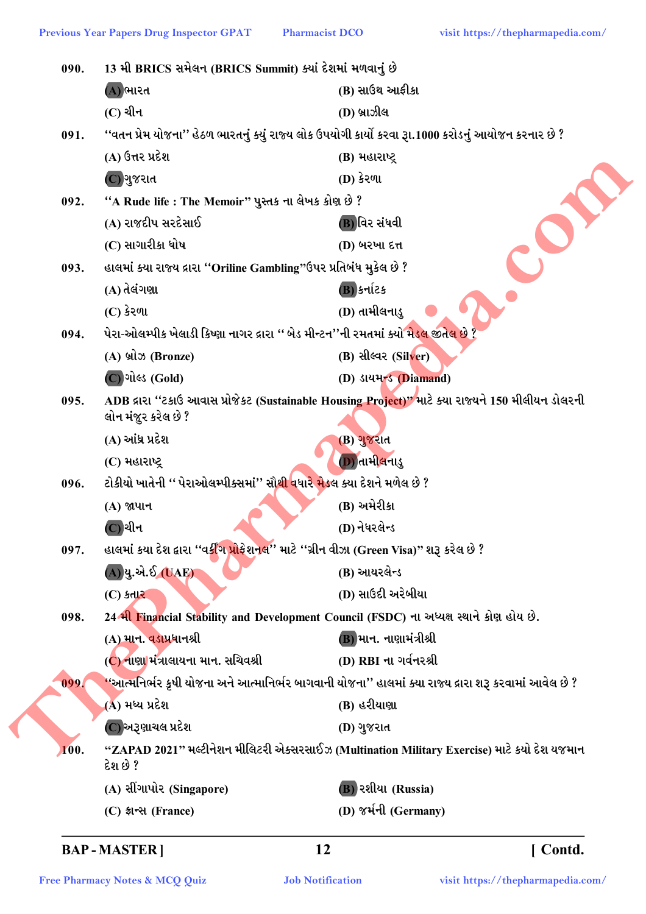**090.** 13 મી BRICS સમેલન (BRICS Summit) ક્યાં દેશમાં મળવાનું છે

(A) ભારત
(B) સાઉથ આફ્રીકા
(C) ચીન
(D) બ્રાઝીલ

**091.** ''વતન પ્રેમ યોજના'' હેઠળ ભારતનું ક્યું રાજ્ય લોક ઉપયોગી કાર્યો કરવા રૂા.1000 કરોડનું આયોજન કરનાર છે ?

(A) ઉત્તર પ્રદેશ
(B) મહારાષ્ટ્ર
(C) ગુજરાત
(D) કેરળા

**092.** ''A Rude life : The Memoir'' પુસ્તક ના લેખક કોણ છે ?

(A) રાજદીપ સરદેસાઈ
(B) વિર સંઘવી
(C) સાગારીકા ઘોષ
(D) બરખા દત્ત

**093.** હાલમાં ક્યા રાજ્ય દ્વારા ''Oriline Gambling''ઉપર પ્રતિબંધ મુકેલ છે ?

(A) તેલંગણા
(B) કર્નાટક
(C) કેરળા
(D) તામીલનાડુ

**094.** પેરા-ઓલમ્પીક ખેલાડી કિષ્ણા નાગર દ્વારા '' બેડ મીન્ટન''ની રમતમાં ક્યો મેડલ જીતેલ છે ?

(A) બ્રોઝ (Bronze)
(B) સીલ્વર (Silver)
(C) ગોલ્ડ (Gold)
(D) ડાયમન્ડ (Diamand)

**095.** ADB દ્વારા ''ટકાઉ આવાસ પ્રોજેક્ટ (Sustainable Housing Project)'' માટે ક્યા રાજ્યને 150 મીલીયન ડોલરની લોન મંજુર કરેલ છે ?

(A) આંધ્ર પ્રદેશ
(B) ગુજરાત
(C) મહારાષ્ટ્ર
(D) તામીલનાડુ

**096.** ટોકીયો ખાતેની '' પેરાઓલમ્પીક્સમાં'' સૌથી વધારે મેડલ ક્યા દેશને મળેલ છે ?

(A) જાપાન
(B) અમેરીકા
(C) ચીન
(D) નેધરલેન્ડ

**097.** હાલમાં કયા દેશ દ્વારા ''વર્કીંગ પ્રોફેશનલ'' માટે ''ગ્રીન વીઝા (Green Visa)'' શરૂ કરેલ છે ?

(A) યુ.એ.ઈ (UAE)
(B) આયરલેન્ડ
(C) કતાર
(D) સાઉદી અરેબીયા

**098.** 24 મી Financial Stability and Development Council (FSDC) ના અધ્યક્ષ સ્થાને કોણ હોય છે.

(A) માન. વડાપ્રધાનશ્રી
(B) માન. નાણામંત્રીશ્રી
(C) નાણા મંત્રાલયના માન. સચિવશ્રી
(D) RBI ના ગર્વનરશ્રી

**099.** ''આત્મનિર્ભર કૃષી યોજના અને આત્માનિર્ભર બાગવાની યોજના'' હાલમાં ક્યા રાજ્ય દ્વારા શરૂ કરવામાં આવેલ છે ?

(A) મધ્ય પ્રદેશ
(B) હરીયાણા
(C) અરૂણાચલ પ્રદેશ
(D) ગુજરાત

**100.** ''ZAPAD 2021'' મલ્ટીનેશન મીલિટરી એક્સરસાઈઝ (Multination Military Exercise) માટે કયો દેશ યજમાન દેશ છે ?

(A) સીંગાપોર (Singapore)
(B) રશીયા (Russia)
(C) ફ્રાન્સ (France)
(D) જર્મની (Germany)

BAP - MASTER ] [ Contd.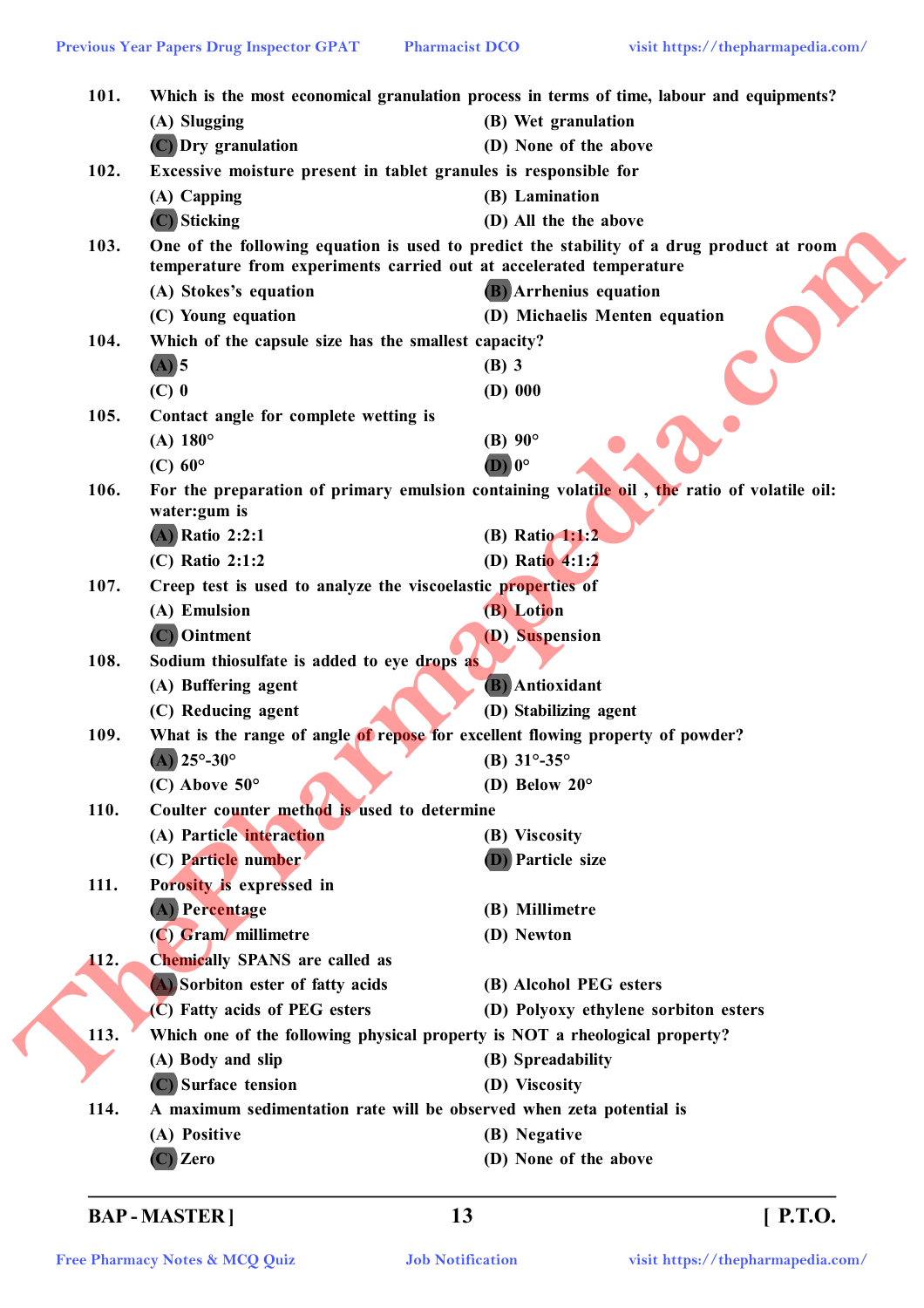101. Which is the most economical granulation process in terms of time, labour and equipments?

(A) Slugging
(B) Wet granulation
(C) Dry granulation
(D) None of the above

102. Excessive moisture present in tablet granules is responsible for

(A) Capping
(B) Lamination
(C) Sticking
(D) All the the above

103. One of the following equation is used to predict the stability of a drug product at room temperature from experiments carried out at accelerated temperature

(A) Stokes's equation
(B) Arrhenius equation
(C) Young equation
(D) Michaelis Menten equation

104. Which of the capsule size has the smallest capacity?

(A) 5
(B) 3
(C) 0
(D) 000

105. Contact angle for complete wetting is

(A) 180°
(B) 90°
(C) 60°
(D) 0°

106. For the preparation of primary emulsion containing volatile oil , the ratio of volatile oil: water:gum is

(A) Ratio 2:2:1
(B) Ratio 1:1:2
(C) Ratio 2:1:2
(D) Ratio 4:1:2

107. Creep test is used to analyze the viscoelastic properties of

(A) Emulsion
(B) Lotion
(C) Ointment
(D) Suspension

108. Sodium thiosulfate is added to eye drops as

(A) Buffering agent
(B) Antioxidant
(C) Reducing agent
(D) Stabilizing agent

109. What is the range of angle of repose for excellent flowing property of powder?

(A) 25°-30°
(B) 31°-35°
(C) Above 50°
(D) Below 20°

110. Coulter counter method is used to determine

(A) Particle interaction
(B) Viscosity
(C) Particle number
(D) Particle size

111. Porosity is expressed in

(A) Percentage
(B) Millimetre
(C) Gram/ millimetre
(D) Newton

112. Chemically SPANS are called as

(A) Sorbiton ester of fatty acids
(B) Alcohol PEG esters
(C) Fatty acids of PEG esters
(D) Polyoxy ethylene sorbiton esters

113. Which one of the following physical property is NOT a rheological property?

(A) Body and slip
(B) Spreadability
(C) Surface tension
(D) Viscosity

114. A maximum sedimentation rate will be observed when zeta potential is

(A) Positive
(B) Negative
(C) Zero
(D) None of the above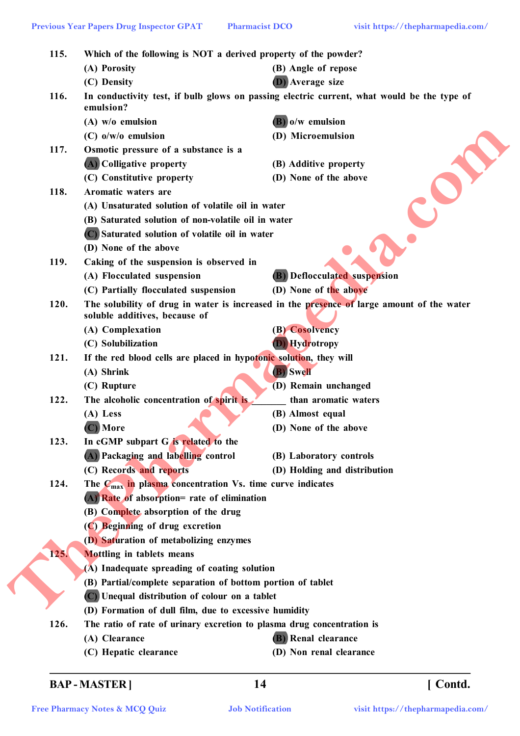115. Which of the following is NOT a derived property of the powder?

(A) Porosity
(B) Angle of repose
(C) Density
(D) Average size

116. In conductivity test, if bulb glows on passing electric current, what would be the type of emulsion?

(A) w/o emulsion
(B) o/w emulsion
(C) o/w/o emulsion
(D) Microemulsion

117. Osmotic pressure of a substance is a

(A) Colligative property
(B) Additive property
(C) Constitutive property
(D) None of the above

118. Aromatic waters are

(A) Unsaturated solution of volatile oil in water
(B) Saturated solution of non-volatile oil in water
(C) Saturated solution of volatile oil in water
(D) None of the above

119. Caking of the suspension is observed in

(A) Flocculated suspension
(B) Deflocculated suspension
(C) Partially flocculated suspension
(D) None of the above

120. The solubility of drug in water is increased in the presence of large amount of the water soluble additives, because of

(A) Complexation
(B) Cosolvency
(C) Solubilization
(D) Hydrotropy

121. If the red blood cells are placed in hypotonic solution, they will

(A) Shrink
(B) Swell
(C) Rupture
(D) Remain unchanged

122. The alcoholic concentration of spirit is _______ than aromatic waters

(A) Less
(B) Almost equal
(C) More
(D) None of the above

123. In cGMP subpart G is related to the

(A) Packaging and labelling control
(B) Laboratory controls
(C) Records and reports
(D) Holding and distribution

124. The $C_{max}$ in plasma concentration Vs. time curve indicates

(A) Rate of absorption= rate of elimination
(B) Complete absorption of the drug
(C) Beginning of drug excretion
(D) Saturation of metabolizing enzymes

125. Mottling in tablets means

(A) Inadequate spreading of coating solution
(B) Partial/complete separation of bottom portion of tablet
(C) Unequal distribution of colour on a tablet
(D) Formation of dull film, due to excessive humidity

126. The ratio of rate of urinary excretion to plasma drug concentration is

(A) Clearance
(B) Renal clearance
(C) Hepatic clearance
(D) Non renal clearance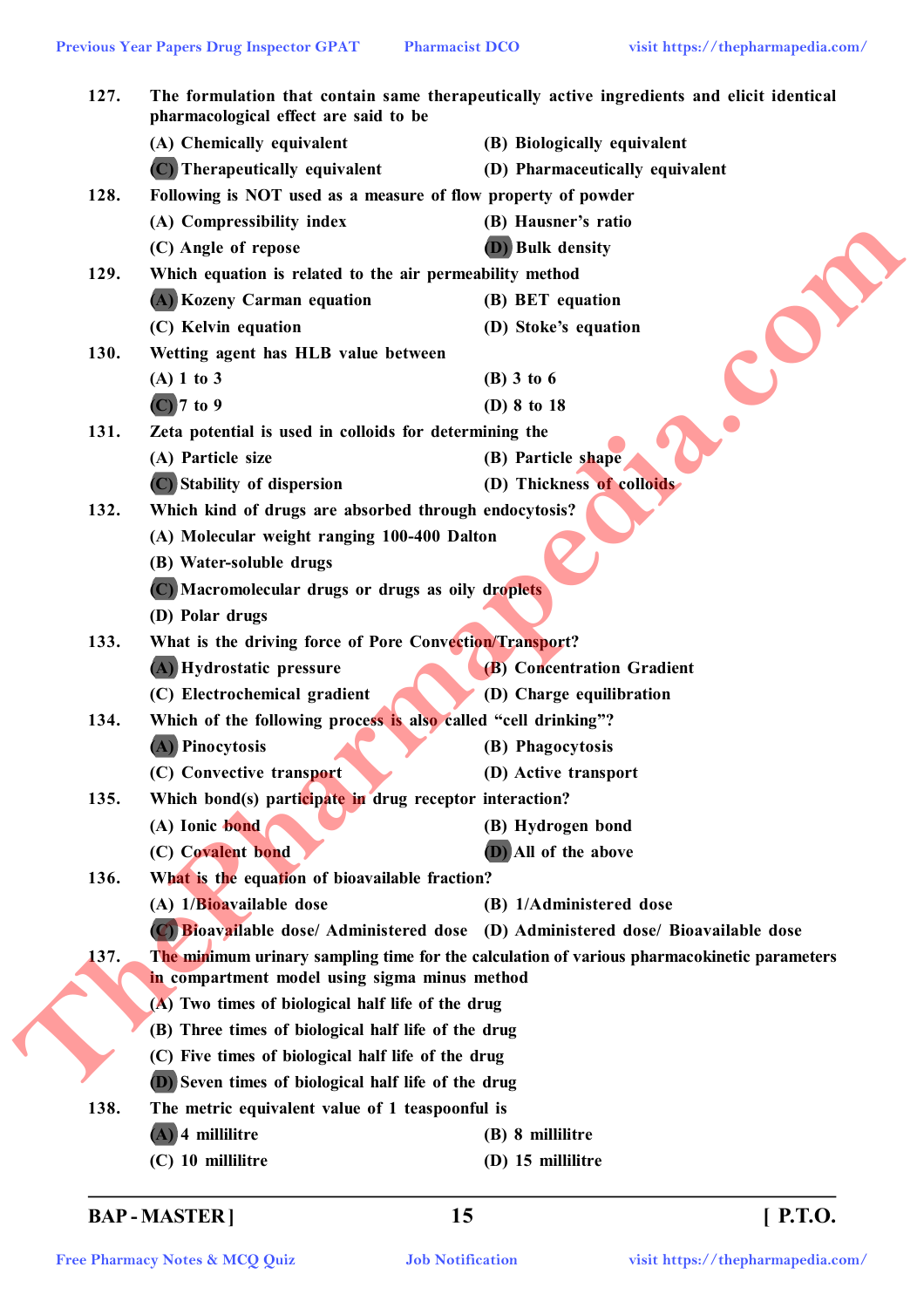127. The formulation that contain same therapeutically active ingredients and elicit identical pharmacological effect are said to be

(A) Chemically equivalent (B) Biologically equivalent

(C) Therapeutically equivalent (D) Pharmaceutically equivalent

128. Following is NOT used as a measure of flow property of powder

(A) Compressibility index (B) Hausner's ratio

(C) Angle of repose (D) Bulk density

129. Which equation is related to the air permeability method

(A) Kozeny Carman equation (B) BET equation

(C) Kelvin equation (D) Stoke's equation

130. Wetting agent has HLB value between

(A) 1 to 3 (B) 3 to 6

(C) 7 to 9 (D) 8 to 18

131. Zeta potential is used in colloids for determining the

(A) Particle size (B) Particle shape

(C) Stability of dispersion (D) Thickness of colloids

132. Which kind of drugs are absorbed through endocytosis?

(A) Molecular weight ranging 100-400 Dalton

(B) Water-soluble drugs

(C) Macromolecular drugs or drugs as oily droplets

(D) Polar drugs

133. What is the driving force of Pore Convection/Transport?

(A) Hydrostatic pressure (B) Concentration Gradient

(C) Electrochemical gradient (D) Charge equilibration

134. Which of the following process is also called "cell drinking"?

(A) Pinocytosis (B) Phagocytosis

(C) Convective transport (D) Active transport

135. Which bond(s) participate in drug receptor interaction?

(A) Ionic bond (B) Hydrogen bond

(C) Covalent bond (D) All of the above

136. What is the equation of bioavailable fraction?

(A) 1/Bioavailable dose (B) 1/Administered dose

(C) Bioavailable dose/ Administered dose (D) Administered dose/ Bioavailable dose

137. The minimum urinary sampling time for the calculation of various pharmacokinetic parameters in compartment model using sigma minus method

(A) Two times of biological half life of the drug

(B) Three times of biological half life of the drug

(C) Five times of biological half life of the drug

(D) Seven times of biological half life of the drug

138. The metric equivalent value of 1 teaspoonful is

(A) 4 millilitre (B) 8 millilitre

(C) 10 millilitre (D) 15 millilitre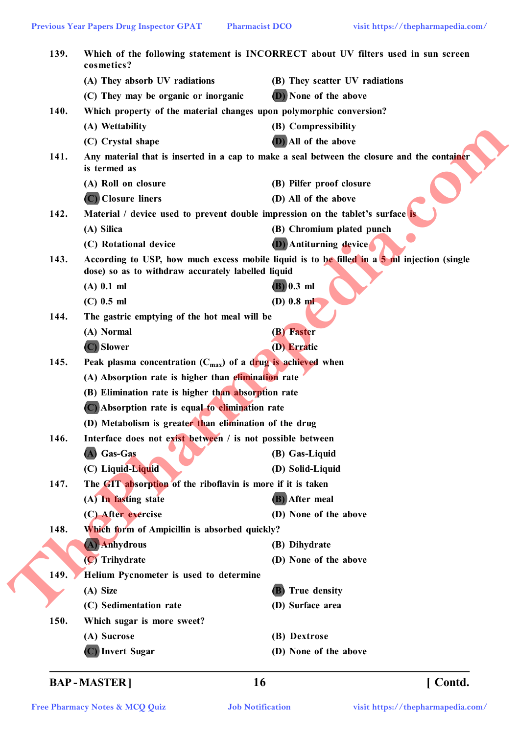139. Which of the following statement is INCORRECT about UV filters used in sun screen cosmetics?

(A) They absorb UV radiations
(B) They scatter UV radiations
(C) They may be organic or inorganic
(D) None of the above

140. Which property of the material changes upon polymorphic conversion?

(A) Wettability
(B) Compressibility
(C) Crystal shape
(D) All of the above

141. Any material that is inserted in a cap to make a seal between the closure and the container is termed as

(A) Roll on closure
(B) Pilfer proof closure
(C) Closure liners
(D) All of the above

142. Material / device used to prevent double impression on the tablet's surface is

(A) Silica
(B) Chromium plated punch
(C) Rotational device
(D) Antiturning device

143. According to USP, how much excess mobile liquid is to be filled in a 5 ml injection (single dose) so as to withdraw accurately labelled liquid

(A) 0.1 ml
(B) 0.3 ml
(C) 0.5 ml
(D) 0.8 ml

144. The gastric emptying of the hot meal will be

(A) Normal
(B) Faster
(C) Slower
(D) Erratic

145. Peak plasma concentration ($C_{max}$) of a drug is achieved when

(A) Absorption rate is higher than elimination rate
(B) Elimination rate is higher than absorption rate
(C) Absorption rate is equal to elimination rate
(D) Metabolism is greater than elimination of the drug

146. Interface does not exist between / is not possible between

(A) Gas-Gas
(B) Gas-Liquid
(C) Liquid-Liquid
(D) Solid-Liquid

147. The GIT absorption of the riboflavin is more if it is taken

(A) In fasting state
(B) After meal
(C) After exercise
(D) None of the above

148. Which form of Ampicillin is absorbed quickly?

(A) Anhydrous
(B) Dihydrate
(C) Trihydrate
(D) None of the above

149. Helium Pycnometer is used to determine

(A) Size
(B) True density
(C) Sedimentation rate
(D) Surface area

150. Which sugar is more sweet?

(A) Sucrose
(B) Dextrose
(C) Invert Sugar
(D) None of the above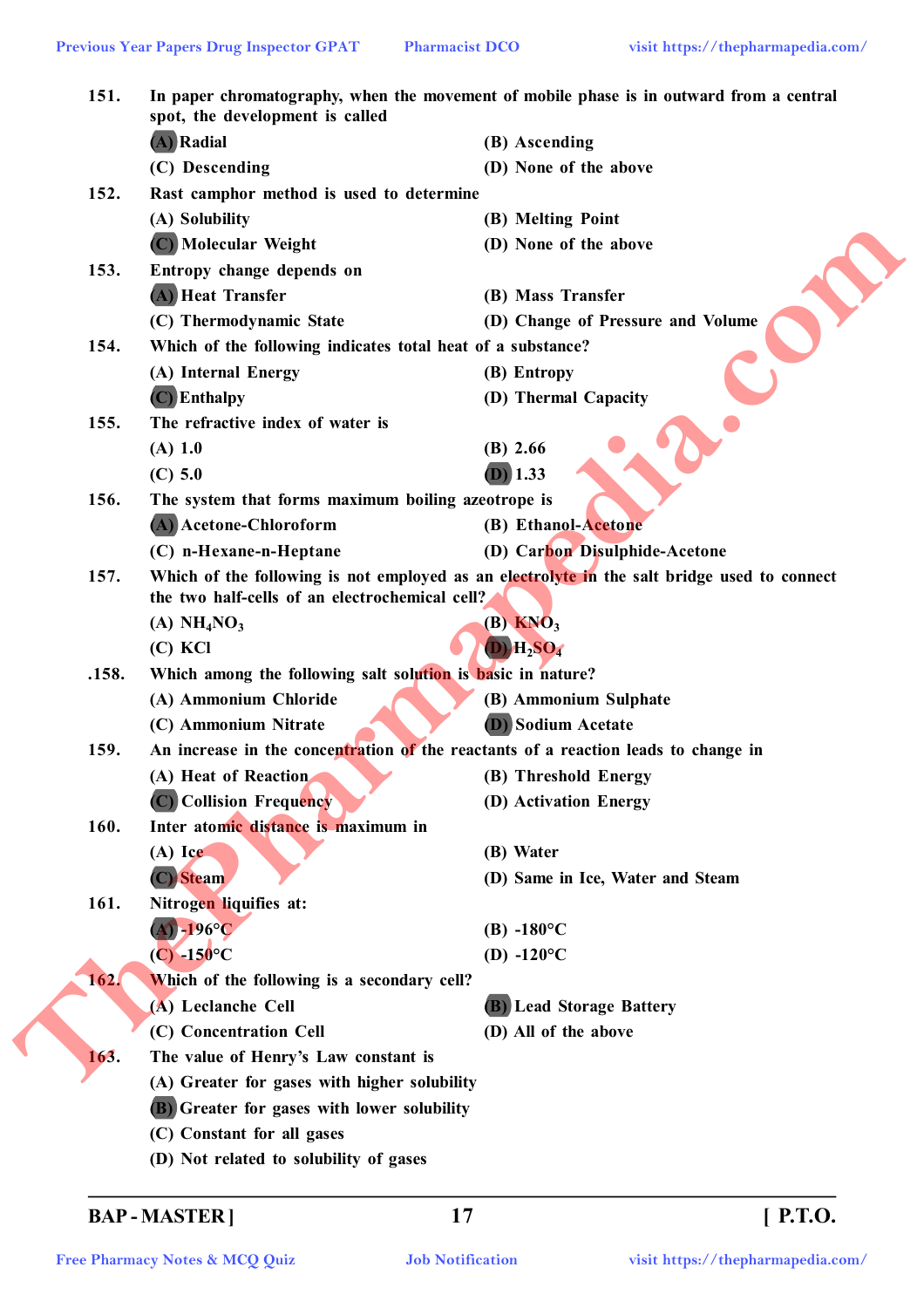151. In paper chromatography, when the movement of mobile phase is in outward from a central spot, the development is called

(A) Radial
(B) Ascending
(C) Descending
(D) None of the above

152. Rast camphor method is used to determine

(A) Solubility
(B) Melting Point
(C) Molecular Weight
(D) None of the above

153. Entropy change depends on

(A) Heat Transfer
(B) Mass Transfer
(C) Thermodynamic State
(D) Change of Pressure and Volume

154. Which of the following indicates total heat of a substance?

(A) Internal Energy
(B) Entropy
(C) Enthalpy
(D) Thermal Capacity

155. The refractive index of water is

(A) 1.0
(B) 2.66
(C) 5.0
(D) 1.33

156. The system that forms maximum boiling azeotrope is

(A) Acetone-Chloroform
(B) Ethanol-Acetone
(C) n-Hexane-n-Heptane
(D) Carbon Disulphide-Acetone

157. Which of the following is not employed as an electrolyte in the salt bridge used to connect the two half-cells of an electrochemical cell?

(A) $NH_4NO_3$
(B) $KNO_3$
(C) KCl
(D) $H_2SO_4$

.158. Which among the following salt solution is basic in nature?

(A) Ammonium Chloride
(B) Ammonium Sulphate
(C) Ammonium Nitrate
(D) Sodium Acetate

159. An increase in the concentration of the reactants of a reaction leads to change in

(A) Heat of Reaction
(B) Threshold Energy
(C) Collision Frequency
(D) Activation Energy

160. Inter atomic distance is maximum in

(A) Ice
(B) Water
(C) Steam
(D) Same in Ice, Water and Steam

161. Nitrogen liquifies at:

(A) -196°C
(B) -180°C
(C) -150°C
(D) -120°C

162. Which of the following is a secondary cell?

(A) Leclanche Cell
(B) Lead Storage Battery
(C) Concentration Cell
(D) All of the above

163. The value of Henry's Law constant is

(A) Greater for gases with higher solubility
(B) Greater for gases with lower solubility
(C) Constant for all gases
(D) Not related to solubility of gases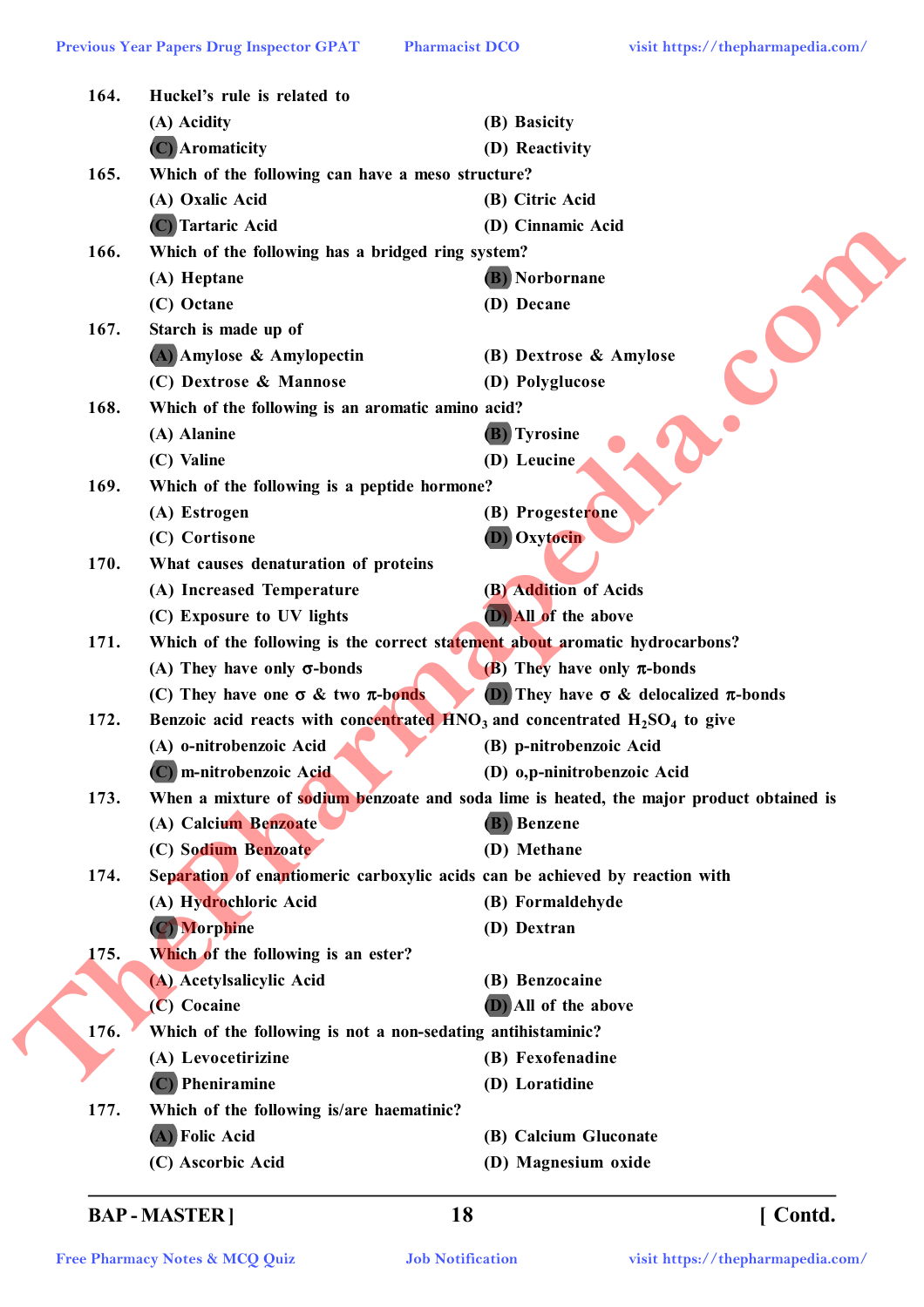164. Huckel's rule is related to

(A) Acidity
(B) Basicity
(C) Aromaticity
(D) Reactivity

165. Which of the following can have a meso structure?

(A) Oxalic Acid
(B) Citric Acid
(C) Tartaric Acid
(D) Cinnamic Acid

166. Which of the following has a bridged ring system?

(A) Heptane
(B) Norbornane
(C) Octane
(D) Decane

167. Starch is made up of

(A) Amylose & Amylopectin
(B) Dextrose & Amylose
(C) Dextrose & Mannose
(D) Polyglucose

168. Which of the following is an aromatic amino acid?

(A) Alanine
(B) Tyrosine
(C) Valine
(D) Leucine

169. Which of the following is a peptide hormone?

(A) Estrogen
(B) Progesterone
(C) Cortisone
(D) Oxytocin

170. What causes denaturation of proteins

(A) Increased Temperature
(B) Addition of Acids
(C) Exposure to UV lights
(D) All of the above

171. Which of the following is the correct statement about aromatic hydrocarbons?

(A) They have only σ-bonds
(B) They have only π-bonds
(C) They have one σ & two π-bonds
(D) They have σ & delocalized π-bonds

172. Benzoic acid reacts with concentrated $HNO_3$ and concentrated $H_2SO_4$ to give

(A) o-nitrobenzoic Acid
(B) p-nitrobenzoic Acid
(C) m-nitrobenzoic Acid
(D) o,p-ninitrobenzoic Acid

173. When a mixture of sodium benzoate and soda lime is heated, the major product obtained is

(A) Calcium Benzoate
(B) Benzene
(C) Sodium Benzoate
(D) Methane

174. Separation of enantiomeric carboxylic acids can be achieved by reaction with

(A) Hydrochloric Acid
(B) Formaldehyde
(C) Morphine
(D) Dextran

175. Which of the following is an ester?

(A) Acetylsalicylic Acid
(B) Benzocaine
(C) Cocaine
(D) All of the above

176. Which of the following is not a non-sedating antihistaminic?

(A) Levocetirizine
(B) Fexofenadine
(C) Pheniramine
(D) Loratidine

177. Which of the following is/are haematinic?

(A) Folic Acid
(B) Calcium Gluconate
(C) Ascorbic Acid
(D) Magnesium oxide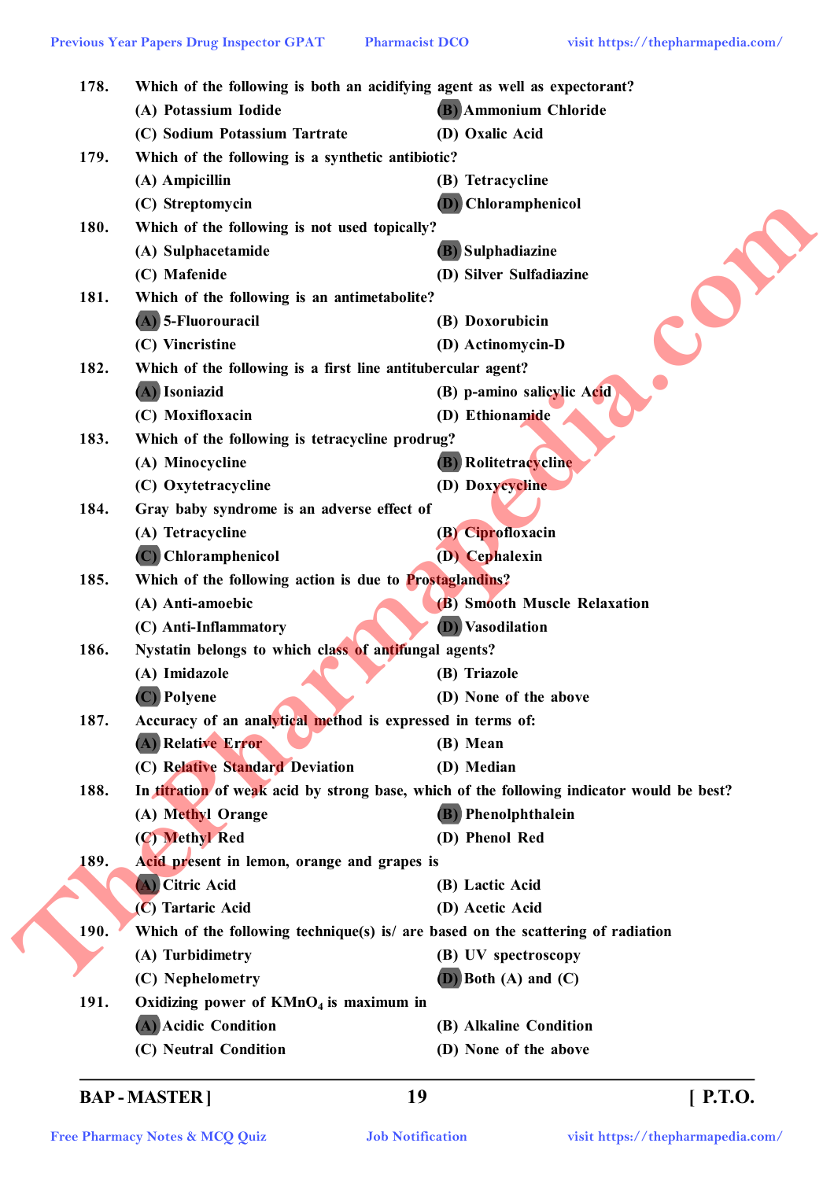178. Which of the following is both an acidifying agent as well as expectorant?

(A) Potassium Iodide
(B) Ammonium Chloride
(C) Sodium Potassium Tartrate
(D) Oxalic Acid

179. Which of the following is a synthetic antibiotic?

(A) Ampicillin
(B) Tetracycline
(C) Streptomycin
(D) Chloramphenicol

180. Which of the following is not used topically?

(A) Sulphacetamide
(B) Sulphadiazine
(C) Mafenide
(D) Silver Sulfadiazine

181. Which of the following is an antimetabolite?

(A) 5-Fluorouracil
(B) Doxorubicin
(C) Vincristine
(D) Actinomycin-D

182. Which of the following is a first line antitubercular agent?

(A) Isoniazid
(B) p-amino salicylic Acid
(C) Moxifloxacin
(D) Ethionamide

183. Which of the following is tetracycline prodrug?

(A) Minocycline
(B) Rolitetracycline
(C) Oxytetracycline
(D) Doxycycline

184. Gray baby syndrome is an adverse effect of

(A) Tetracycline
(B) Ciprofloxacin
(C) Chloramphenicol
(D) Cephalexin

185. Which of the following action is due to Prostaglandins?

(A) Anti-amoebic
(B) Smooth Muscle Relaxation
(C) Anti-Inflammatory
(D) Vasodilation

186. Nystatin belongs to which class of antifungal agents?

(A) Imidazole
(B) Triazole
(C) Polyene
(D) None of the above

187. Accuracy of an analytical method is expressed in terms of:

(A) Relative Error
(B) Mean
(C) Relative Standard Deviation
(D) Median

188. In titration of weak acid by strong base, which of the following indicator would be best?

(A) Methyl Orange
(B) Phenolphthalein
(C) Methyl Red
(D) Phenol Red

189. Acid present in lemon, orange and grapes is

(A) Citric Acid
(B) Lactic Acid
(C) Tartaric Acid
(D) Acetic Acid

190. Which of the following technique(s) is/ are based on the scattering of radiation

(A) Turbidimetry
(B) UV spectroscopy
(C) Nephelometry
(D) Both (A) and (C)

191. Oxidizing power of $KMnO_4$ is maximum in

(A) Acidic Condition
(B) Alkaline Condition
(C) Neutral Condition
(D) None of the above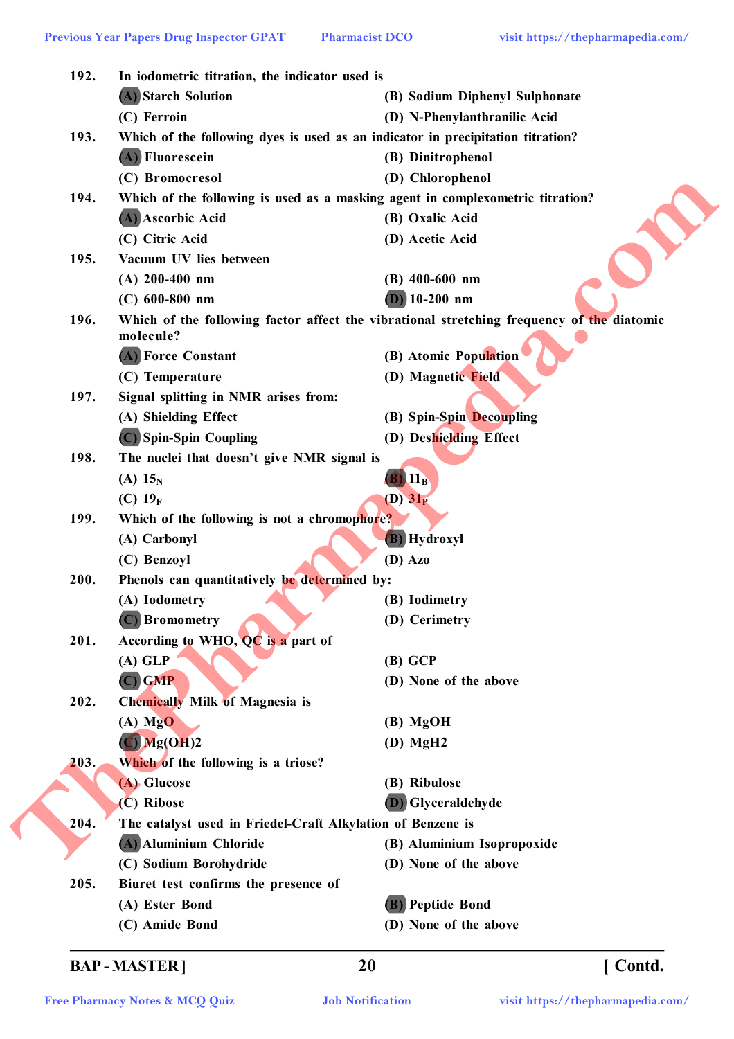192. In iodometric titration, the indicator used is

(A) Starch Solution
(B) Sodium Diphenyl Sulphonate
(C) Ferroin
(D) N-Phenylanthranilic Acid

193. Which of the following dyes is used as an indicator in precipitation titration?

(A) Fluorescein
(B) Dinitrophenol
(C) Bromocresol
(D) Chlorophenol

194. Which of the following is used as a masking agent in complexometric titration?

(A) Ascorbic Acid
(B) Oxalic Acid
(C) Citric Acid
(D) Acetic Acid

195. Vacuum UV lies between

(A) 200-400 nm
(B) 400-600 nm
(C) 600-800 nm
(D) 10-200 nm

196. Which of the following factor affect the vibrational stretching frequency of the diatomic molecule?

(A) Force Constant
(B) Atomic Population
(C) Temperature
(D) Magnetic Field

197. Signal splitting in NMR arises from:

(A) Shielding Effect
(B) Spin-Spin Decoupling
(C) Spin-Spin Coupling
(D) Deshielding Effect

198. The nuclei that doesn't give NMR signal is

(A) $15_N$
(B) $11_B$
(C) $19_F$
(D) $31_P$

199. Which of the following is not a chromophore?

(A) Carbonyl
(B) Hydroxyl
(C) Benzoyl
(D) Azo

200. Phenols can quantitatively be determined by:

(A) Iodometry
(B) Iodimetry
(C) Bromometry
(D) Cerimetry

201. According to WHO, QC is a part of

(A) GLP
(B) GCP
(C) GMP
(D) None of the above

202. Chemically Milk of Magnesia is

(A) MgO
(B) MgOH
(C) Mg(OH)2
(D) MgH2

203. Which of the following is a triose?

(A) Glucose
(B) Ribulose
(C) Ribose
(D) Glyceraldehyde

204. The catalyst used in Friedel-Craft Alkylation of Benzene is

(A) Aluminium Chloride
(B) Aluminium Isopropoxide
(C) Sodium Borohydride
(D) None of the above

205. Biuret test confirms the presence of

(A) Ester Bond
(B) Peptide Bond
(C) Amide Bond
(D) None of the above

BAP - MASTER ] [ Contd.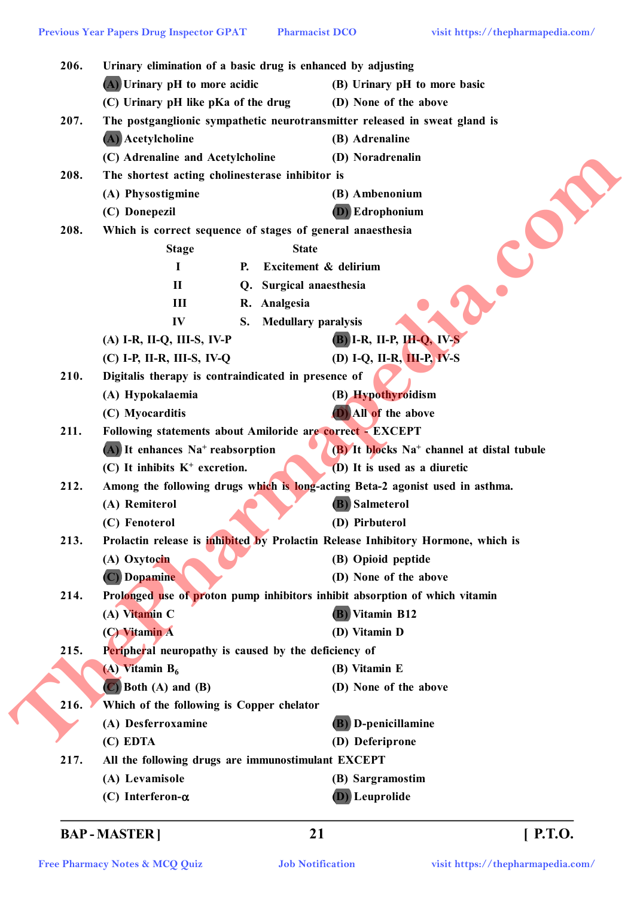206. Urinary elimination of a basic drug is enhanced by adjusting

(A) Urinary pH to more acidic
(B) Urinary pH to more basic
(C) Urinary pH like pKa of the drug
(D) None of the above

207. The postganglionic sympathetic neurotransmitter released in sweat gland is

(A) Acetylcholine
(B) Adrenaline
(C) Adrenaline and Acetylcholine
(D) Noradrenalin

208. The shortest acting cholinesterase inhibitor is

(A) Physostigmine
(B) Ambenonium
(C) Donepezil
(D) Edrophonium

208. Which is correct sequence of stages of general anaesthesia

| Stage | | State |
|---|---|---|
| I | P. | Excitement & delirium |
| II | Q. | Surgical anaesthesia |
| III | R. | Analgesia |
| IV | S. | Medullary paralysis |

(A) I-R, II-Q, III-S, IV-P
(B) I-R, II-P, III-Q, IV-S
(C) I-P, II-R, III-S, IV-Q
(D) I-Q, II-R, III-P, IV-S

210. Digitalis therapy is contraindicated in presence of

(A) Hypokalaemia
(B) Hypothyroidism
(C) Myocarditis
(D) All of the above

211. Following statements about Amiloride are correct - EXCEPT

(A) It enhances $Na^+$ reabsorption
(B) It blocks $Na^+$ channel at distal tubule
(C) It inhibits $K^+$ excretion.
(D) It is used as a diuretic

212. Among the following drugs which is long-acting Beta-2 agonist used in asthma.

(A) Remiterol
(B) Salmeterol
(C) Fenoterol
(D) Pirbuterol

213. Prolactin release is inhibited by Prolactin Release Inhibitory Hormone, which is

(A) Oxytocin
(B) Opioid peptide
(C) Dopamine
(D) None of the above

214. Prolonged use of proton pump inhibitors inhibit absorption of which vitamin

(A) Vitamin C
(B) Vitamin B12
(C) Vitamin A
(D) Vitamin D

215. Peripheral neuropathy is caused by the deficiency of

(A) Vitamin $B_6$
(B) Vitamin E
(C) Both (A) and (B)
(D) None of the above

216. Which of the following is Copper chelator

(A) Desferroxamine
(B) D-penicillamine
(C) EDTA
(D) Deferiprone

217. All the following drugs are immunostimulant EXCEPT

(A) Levamisole
(B) Sargramostim
(C) Interferon-$\alpha$
(D) Leuprolide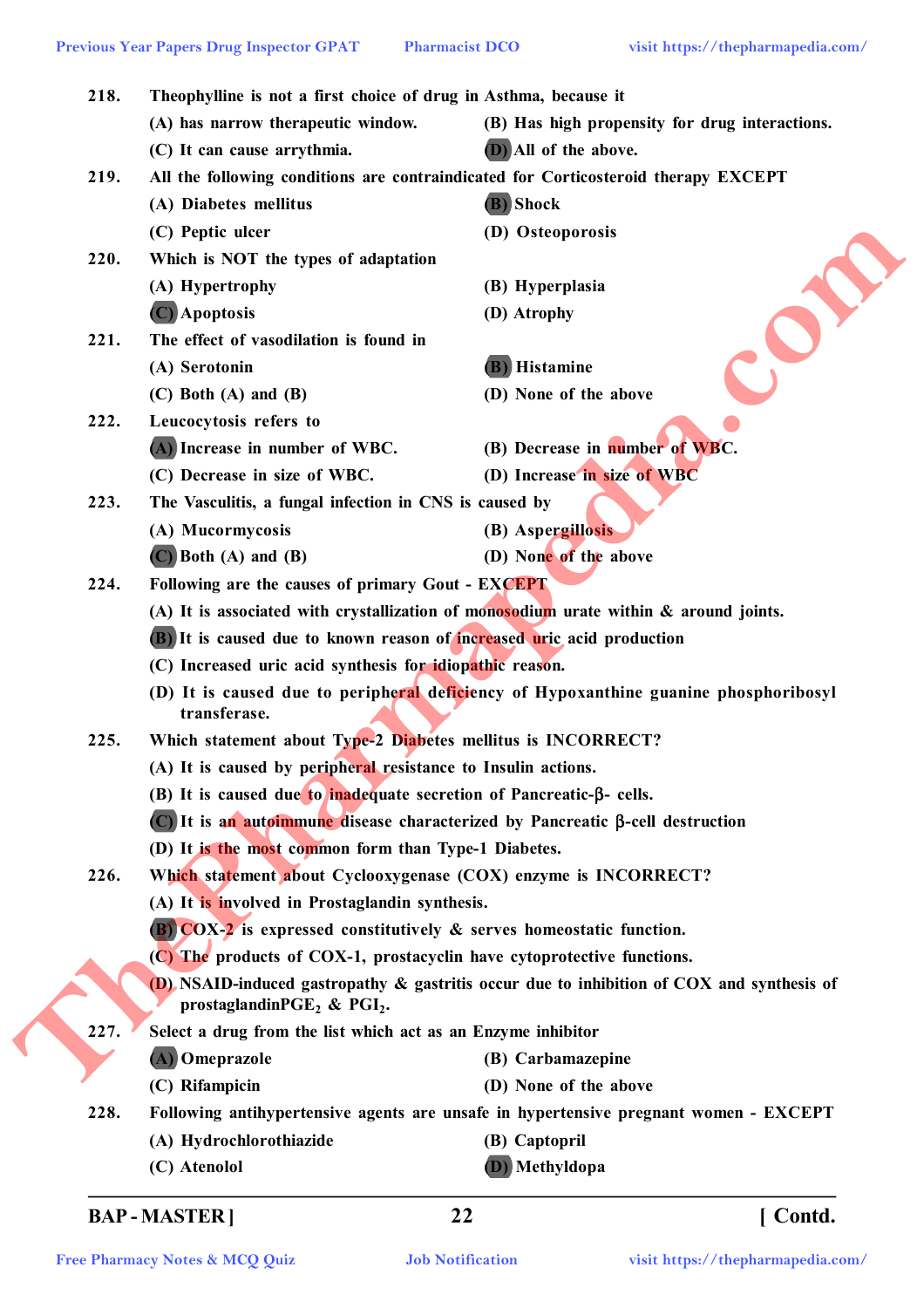218. Theophylline is not a first choice of drug in Asthma, because it

(A) has narrow therapeutic window.
(B) Has high propensity for drug interactions.
(C) It can cause arrythmia.
**(D)** All of the above.

219. All the following conditions are contraindicated for Corticosteroid therapy EXCEPT

(A) Diabetes mellitus
**(B)** Shock
(C) Peptic ulcer
(D) Osteoporosis

220. Which is NOT the types of adaptation

(A) Hypertrophy
(B) Hyperplasia
**(C)** Apoptosis
(D) Atrophy

221. The effect of vasodilation is found in

(A) Serotonin
**(B)** Histamine
(C) Both (A) and (B)
(D) None of the above

222. Leucocytosis refers to

**(A)** Increase in number of WBC.
(B) Decrease in number of WBC.
(C) Decrease in size of WBC.
(D) Increase in size of WBC

223. The Vasculitis, a fungal infection in CNS is caused by

(A) Mucormycosis
(B) Aspergillosis
**(C)** Both (A) and (B)
(D) None of the above

224. Following are the causes of primary Gout - EXCEPT

(A) It is associated with crystallization of monosodium urate within & around joints.
**(B)** It is caused due to known reason of increased uric acid production
(C) Increased uric acid synthesis for idiopathic reason.
(D) It is caused due to peripheral deficiency of Hypoxanthine guanine phosphoribosyl transferase.

225. Which statement about Type-2 Diabetes mellitus is INCORRECT?

(A) It is caused by peripheral resistance to Insulin actions.
(B) It is caused due to inadequate secretion of Pancreatic-β- cells.
**(C)** It is an autoimmune disease characterized by Pancreatic β-cell destruction
(D) It is the most common form than Type-1 Diabetes.

226. Which statement about Cyclooxygenase (COX) enzyme is INCORRECT?

(A) It is involved in Prostaglandin synthesis.
**(B)** COX-2 is expressed constitutively & serves homeostatic function.
(C) The products of COX-1, prostacyclin have cytoprotective functions.
(D) NSAID-induced gastropathy & gastritis occur due to inhibition of COX and synthesis of prostaglandin$PGE_2$ & $PGI_2$.

227. Select a drug from the list which act as an Enzyme inhibitor

**(A)** Omeprazole
(B) Carbamazepine
(C) Rifampicin
(D) None of the above

228. Following antihypertensive agents are unsafe in hypertensive pregnant women - EXCEPT

(A) Hydrochlorothiazide
(B) Captopril
(C) Atenolol
**(D)** Methyldopa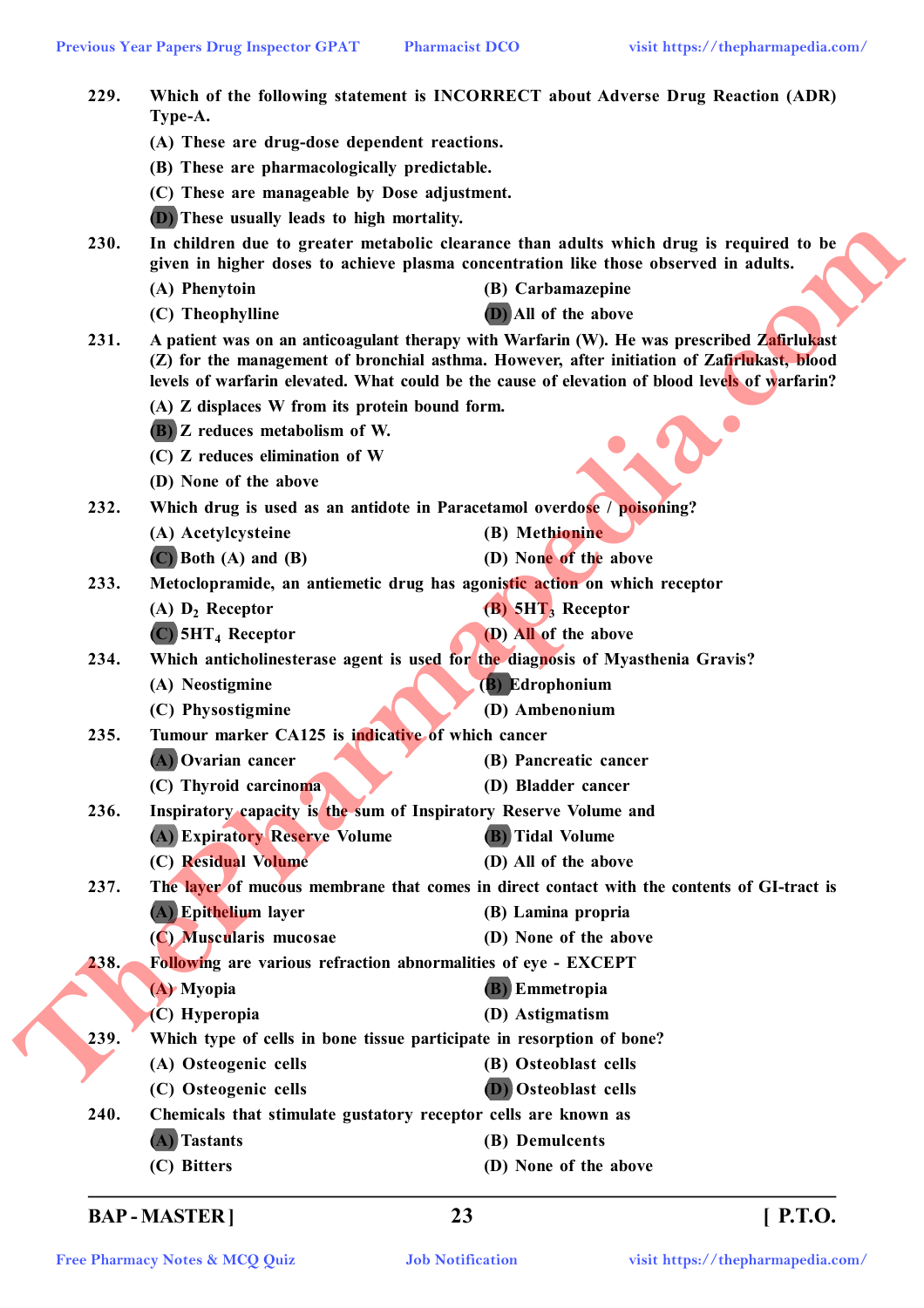229. Which of the following statement is INCORRECT about Adverse Drug Reaction (ADR) Type-A.

(A) These are drug-dose dependent reactions.
(B) These are pharmacologically predictable.
(C) These are manageable by Dose adjustment.
(D) These usually leads to high mortality.

230. In children due to greater metabolic clearance than adults which drug is required to be given in higher doses to achieve plasma concentration like those observed in adults.

(A) Phenytoin
(B) Carbamazepine
(C) Theophylline
(D) All of the above

231. A patient was on an anticoagulant therapy with Warfarin (W). He was prescribed Zafirlukast (Z) for the management of bronchial asthma. However, after initiation of Zafirlukast, blood levels of warfarin elevated. What could be the cause of elevation of blood levels of warfarin?

(A) Z displaces W from its protein bound form.
(B) Z reduces metabolism of W.
(C) Z reduces elimination of W
(D) None of the above

232. Which drug is used as an antidote in Paracetamol overdose / poisoning?

(A) Acetylcysteine
(B) Methionine
(C) Both (A) and (B)
(D) None of the above

233. Metoclopramide, an antiemetic drug has agonistic action on which receptor

(A) $D_2$ Receptor
(B) $5HT_3$ Receptor
(C) $5HT_4$ Receptor
(D) All of the above

234. Which anticholinesterase agent is used for the diagnosis of Myasthenia Gravis?

(A) Neostigmine
(B) Edrophonium
(C) Physostigmine
(D) Ambenonium

235. Tumour marker CA125 is indicative of which cancer

(A) Ovarian cancer
(B) Pancreatic cancer
(C) Thyroid carcinoma
(D) Bladder cancer

236. Inspiratory capacity is the sum of Inspiratory Reserve Volume and

(A) Expiratory Reserve Volume
(B) Tidal Volume
(C) Residual Volume
(D) All of the above

237. The layer of mucous membrane that comes in direct contact with the contents of GI-tract is

(A) Epithelium layer
(B) Lamina propria
(C) Muscularis mucosae
(D) None of the above

238. Following are various refraction abnormalities of eye - EXCEPT

(A) Myopia
(B) Emmetropia
(C) Hyperopia
(D) Astigmatism

239. Which type of cells in bone tissue participate in resorption of bone?

(A) Osteogenic cells
(B) Osteoblast cells
(C) Osteogenic cells
(D) Osteoblast cells

240. Chemicals that stimulate gustatory receptor cells are known as

(A) Tastants
(B) Demulcents
(C) Bitters
(D) None of the above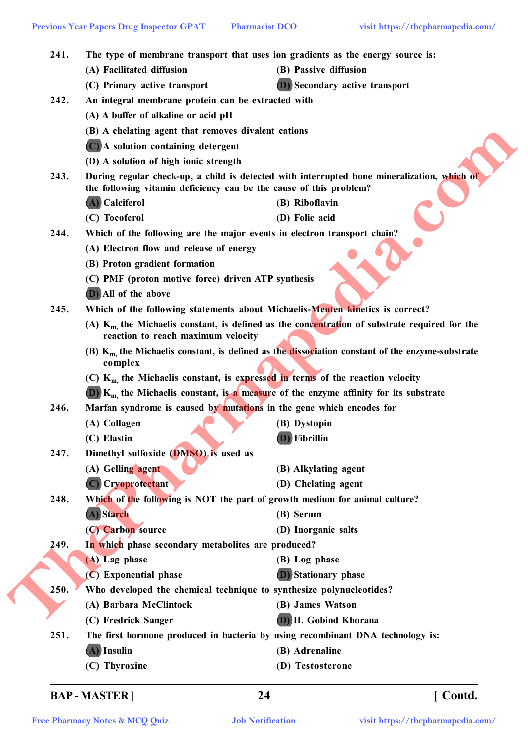241. The type of membrane transport that uses ion gradients as the energy source is:

(A) Facilitated diffusion
(B) Passive diffusion
(C) Primary active transport
**(D)** Secondary active transport

242. An integral membrane protein can be extracted with

(A) A buffer of alkaline or acid pH
(B) A chelating agent that removes divalent cations
**(C)** A solution containing detergent
(D) A solution of high ionic strength

243. During regular check-up, a child is detected with interrupted bone mineralization, which of the following vitamin deficiency can be the cause of this problem?

**(A)** Calciferol
(B) Riboflavin
(C) Tocoferol
(D) Folic acid

244. Which of the following are the major events in electron transport chain?

(A) Electron flow and release of energy
(B) Proton gradient formation
(C) PMF (proton motive force) driven ATP synthesis
**(D)** All of the above

245. Which of the following statements about Michaelis-Menten kinetics is correct?

(A) $K_m$, the Michaelis constant, is defined as the concentration of substrate required for the reaction to reach maximum velocity
(B) $K_m$, the Michaelis constant, is defined as the dissociation constant of the enzyme-substrate complex
(C) $K_m$, the Michaelis constant, is expressed in terms of the reaction velocity
**(D)** $K_m$, the Michaelis constant, is a measure of the enzyme affinity for its substrate

246. Marfan syndrome is caused by mutations in the gene which encodes for

(A) Collagen
(B) Dystopin
(C) Elastin
**(D)** Fibrillin

247. Dimethyl sulfoxide (DMSO) is used as

(A) Gelling agent
(B) Alkylating agent
**(C)** Cryoprotectant
(D) Chelating agent

248. Which of the following is NOT the part of growth medium for animal culture?

**(A)** Starch
(B) Serum
(C) Carbon source
(D) Inorganic salts

249. In which phase secondary metabolites are produced?

(A) Lag phase
(B) Log phase
(C) Exponential phase
**(D)** Stationary phase

250. Who developed the chemical technique to synthesize polynucleotides?

(A) Barbara McClintock
(B) James Watson
(C) Fredrick Sanger
**(D)** H. Gobind Khorana

251. The first hormone produced in bacteria by using recombinant DNA technology is:

**(A)** Insulin
(B) Adrenaline
(C) Thyroxine
(D) Testosterone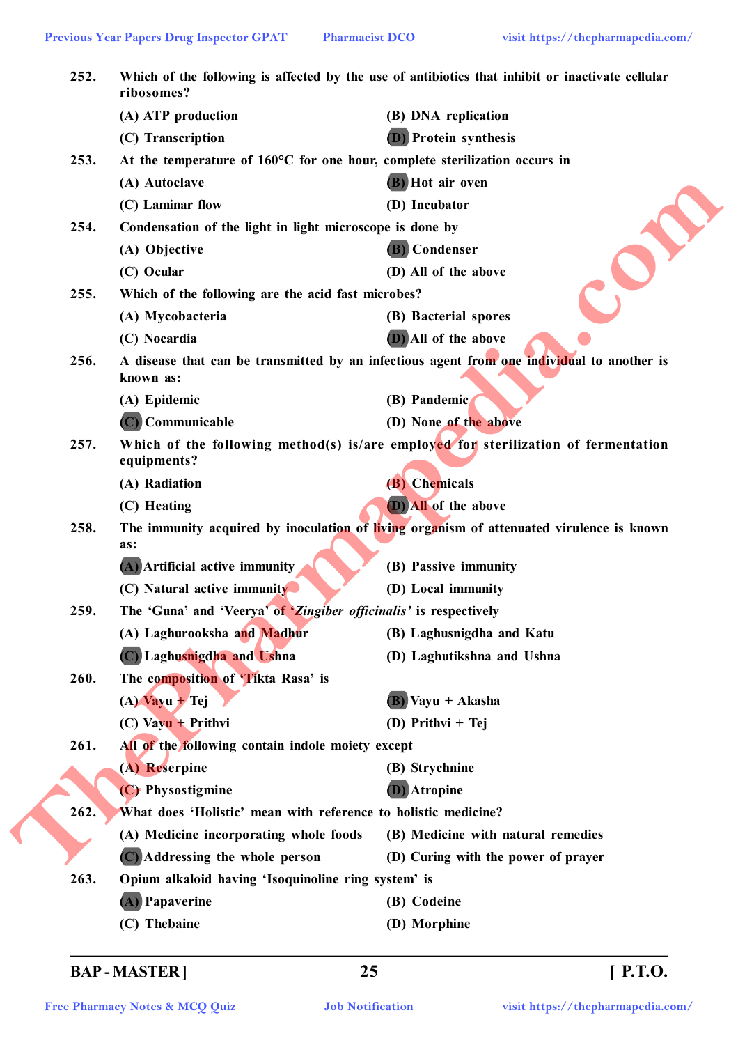252. Which of the following is affected by the use of antibiotics that inhibit or inactivate cellular ribosomes?

(A) ATP production
(B) DNA replication
(C) Transcription
(D) Protein synthesis

253. At the temperature of 160°C for one hour, complete sterilization occurs in

(A) Autoclave
(B) Hot air oven
(C) Laminar flow
(D) Incubator

254. Condensation of the light in light microscope is done by

(A) Objective
(B) Condenser
(C) Ocular
(D) All of the above

255. Which of the following are the acid fast microbes?

(A) Mycobacteria
(B) Bacterial spores
(C) Nocardia
(D) All of the above

256. A disease that can be transmitted by an infectious agent from one individual to another is known as:

(A) Epidemic
(B) Pandemic
(C) Communicable
(D) None of the above

257. Which of the following method(s) is/are employed for sterilization of fermentation equipments?

(A) Radiation
(B) Chemicals
(C) Heating
(D) All of the above

258. The immunity acquired by inoculation of living organism of attenuated virulence is known as:

(A) Artificial active immunity
(B) Passive immunity
(C) Natural active immunity
(D) Local immunity

259. The 'Guna' and 'Veerya' of '*Zingiber officinalis*' is respectively

(A) Laghurooksha and Madhur
(B) Laghusnigdha and Katu
(C) Laghusnigdha and Ushna
(D) Laghutikshna and Ushna

260. The composition of 'Tikta Rasa' is

(A) Vayu + Tej
(B) Vayu + Akasha
(C) Vayu + Prithvi
(D) Prithvi + Tej

261. All of the following contain indole moiety except

(A) Reserpine
(B) Strychnine
(C) Physostigmine
(D) Atropine

262. What does 'Holistic' mean with reference to holistic medicine?

(A) Medicine incorporating whole foods
(B) Medicine with natural remedies
(C) Addressing the whole person
(D) Curing with the power of prayer

263. Opium alkaloid having 'Isoquinoline ring system' is

(A) Papaverine
(B) Codeine
(C) Thebaine
(D) Morphine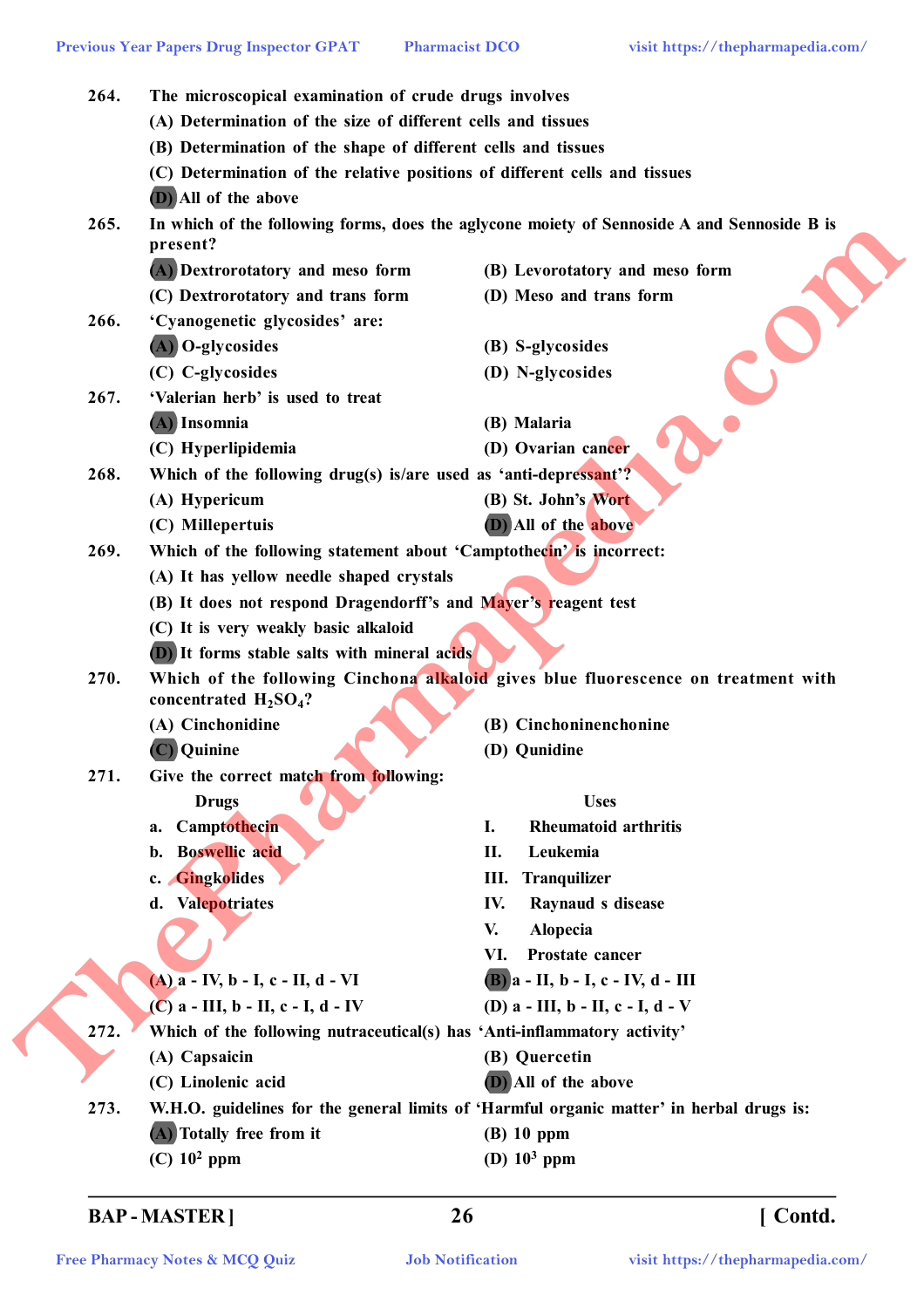264. The microscopical examination of crude drugs involves

(A) Determination of the size of different cells and tissues

(B) Determination of the shape of different cells and tissues

(C) Determination of the relative positions of different cells and tissues

(D) All of the above

265. In which of the following forms, does the aglycone moiety of Sennoside A and Sennoside B is present?

(A) Dextrorotatory and meso form

(B) Levorotatory and meso form

(C) Dextrorotatory and trans form

(D) Meso and trans form

266. 'Cyanogenetic glycosides' are:

(A) O-glycosides

(B) S-glycosides

(C) C-glycosides

(D) N-glycosides

267. 'Valerian herb' is used to treat

(A) Insomnia

(B) Malaria

(C) Hyperlipidemia

(D) Ovarian cancer

268. Which of the following drug(s) is/are used as 'anti-depressant'?

(A) Hypericum

(B) St. John's Wort

(C) Millepertuis

(D) All of the above

269. Which of the following statement about 'Camptothecin' is incorrect:

(A) It has yellow needle shaped crystals

(B) It does not respond Dragendorff's and Mayer's reagent test

(C) It is very weakly basic alkaloid

(D) It forms stable salts with mineral acids

270. Which of the following Cinchona alkaloid gives blue fluorescence on treatment with concentrated $H_2SO_4$?

(A) Cinchonidine

(B) Cinchoninenchonine

(C) Quinine

(D) Qunidine

271. Give the correct match from following:

| Drugs | Uses |
|---|---|
| a. Camptothecin | I. Rheumatoid arthritis |
| b. Boswellic acid | II. Leukemia |
| c. Gingkolides | III. Tranquilizer |
| d. Valepotriates | IV. Raynaud s disease |
| | V. Alopecia |
| | VI. Prostate cancer |

(A) a - IV, b - I, c - II, d - VI

(B) a - II, b - I, c - IV, d - III

(C) a - III, b - II, c - I, d - IV

(D) a - III, b - II, c - I, d - V

272. Which of the following nutraceutical(s) has 'Anti-inflammatory activity'

(A) Capsaicin

(B) Quercetin

(C) Linolenic acid

(D) All of the above

273. W.H.O. guidelines for the general limits of 'Harmful organic matter' in herbal drugs is:

(A) Totally free from it

(B) 10 ppm

(C) $10^2$ ppm

(D) $10^3$ ppm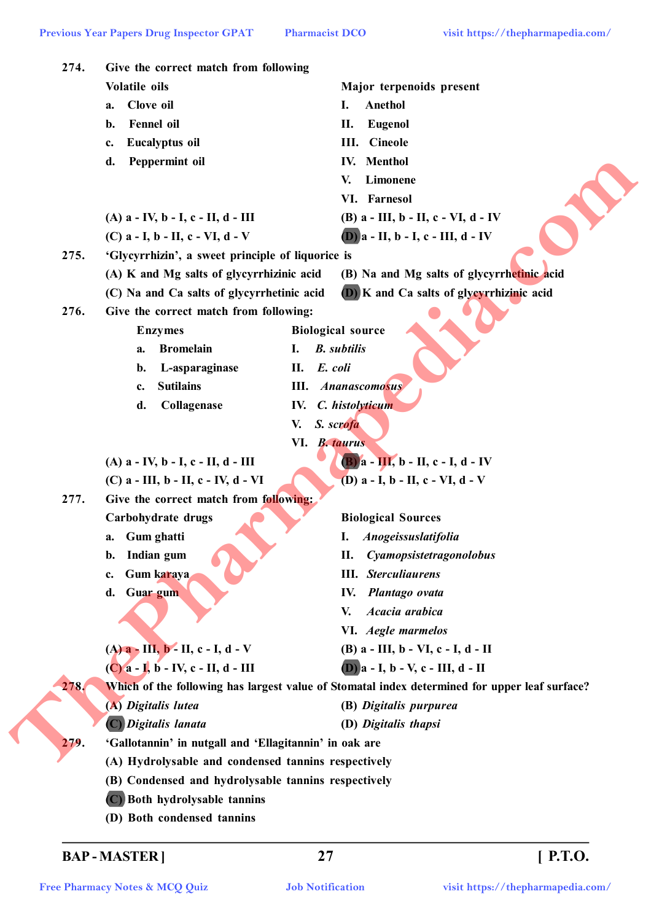274. Give the correct match from following

| Volatile oils | Major terpenoids present |
|---|---|
| a. Clove oil | I. Anethol |
| b. Fennel oil | II. Eugenol |
| c. Eucalyptus oil | III. Cineole |
| d. Peppermint oil | IV. Menthol |
| | V. Limonene |
| | VI. Farnesol |

(A) a - IV, b - I, c - II, d - III (B) a - III, b - II, c - VI, d - IV

(C) a - I, b - II, c - VI, d - V (D) a - II, b - I, c - III, d - IV

275. 'Glycyrrhizin', a sweet principle of liquorice is

(A) K and Mg salts of glycyrrhizinic acid (B) Na and Mg salts of glycyrrhetinic acid

(C) Na and Ca salts of glycyrrhetinic acid (D) K and Ca salts of glycyrrhizinic acid

276. Give the correct match from following:

| Enzymes | Biological source |
|---|---|
| a. Bromelain | I. *B. subtilis* |
| b. L-asparaginase | II. *E. coli* |
| c. Sutilains | III. *Ananascomosus* |
| d. Collagenase | IV. *C. histolyticum* |
| | V. *S. scrofa* |
| | VI. *B. taurus* |

(A) a - IV, b - I, c - II, d - III (B) a - III, b - II, c - I, d - IV

(C) a - III, b - II, c - IV, d - VI (D) a - I, b - II, c - VI, d - V

277. Give the correct match from following:

| Carbohydrate drugs | Biological Sources |
|---|---|
| a. Gum ghatti | I. *Anogeissuslatifolia* |
| b. Indian gum | II. *Cyamopsistetragonolobus* |
| c. Gum karaya | III. *Sterculiaurens* |
| d. Guar gum | IV. *Plantago ovata* |
| | V. *Acacia arabica* |
| | VI. *Aegle marmelos* |

(A) a - III, b - II, c - I, d - V (B) a - III, b - VI, c - I, d - II

(C) a - I, b - IV, c - II, d - III (D) a - I, b - V, c - III, d - II

278. Which of the following has largest value of Stomatal index determined for upper leaf surface?

(A) *Digitalis lutea* (B) *Digitalis purpurea*

(C) *Digitalis lanata* (D) *Digitalis thapsi*

279. 'Gallotannin' in nutgall and 'Ellagitannin' in oak are

(A) Hydrolysable and condensed tannins respectively

(B) Condensed and hydrolysable tannins respectively

(C) Both hydrolysable tannins

(D) Both condensed tannins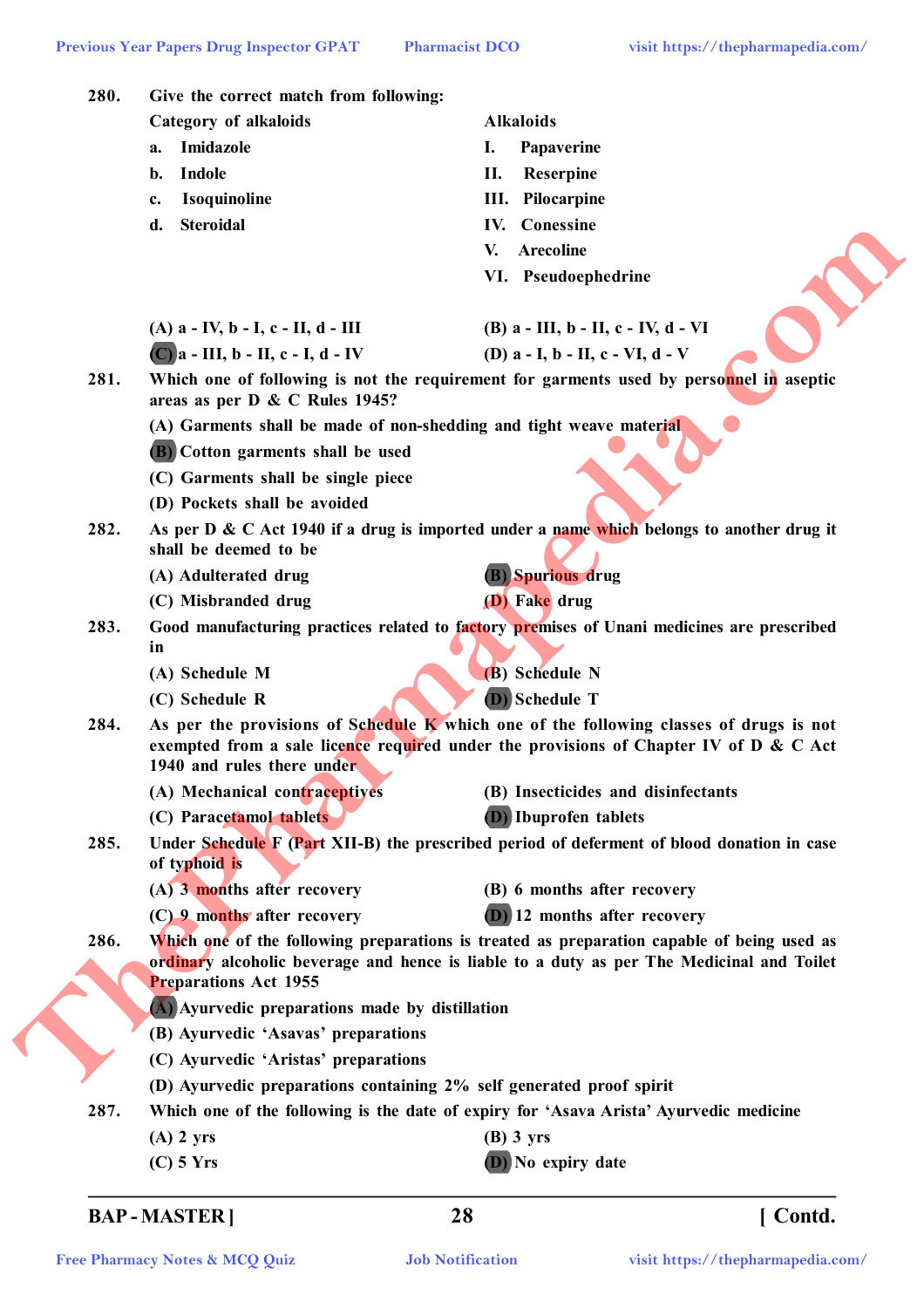280. Give the correct match from following:

| Category of alkaloids | Alkaloids |
|---|---|
| a. Imidazole | I. Papaverine |
| b. Indole | II. Reserpine |
| c. Isoquinoline | III. Pilocarpine |
| d. Steroidal | IV. Conessine |
| | V. Arecoline |
| | VI. Pseudoephedrine |

(A) a - IV, b - I, c - II, d - III
(B) a - III, b - II, c - IV, d - VI
(C) a - III, b - II, c - I, d - IV
(D) a - I, b - II, c - VI, d - V

281. Which one of following is not the requirement for garments used by personnel in aseptic areas as per D & C Rules 1945?

(A) Garments shall be made of non-shedding and tight weave material
(B) Cotton garments shall be used
(C) Garments shall be single piece
(D) Pockets shall be avoided

282. As per D & C Act 1940 if a drug is imported under a name which belongs to another drug it shall be deemed to be

(A) Adulterated drug
(B) Spurious drug
(C) Misbranded drug
(D) Fake drug

283. Good manufacturing practices related to factory premises of Unani medicines are prescribed in

(A) Schedule M
(B) Schedule N
(C) Schedule R
(D) Schedule T

284. As per the provisions of Schedule K which one of the following classes of drugs is not exempted from a sale licence required under the provisions of Chapter IV of D & C Act 1940 and rules there under

(A) Mechanical contraceptives
(B) Insecticides and disinfectants
(C) Paracetamol tablets
(D) Ibuprofen tablets

285. Under Schedule F (Part XII-B) the prescribed period of deferment of blood donation in case of typhoid is

(A) 3 months after recovery
(B) 6 months after recovery
(C) 9 months after recovery
(D) 12 months after recovery

286. Which one of the following preparations is treated as preparation capable of being used as ordinary alcoholic beverage and hence is liable to a duty as per The Medicinal and Toilet Preparations Act 1955

(A) Ayurvedic preparations made by distillation
(B) Ayurvedic 'Asavas' preparations
(C) Ayurvedic 'Aristas' preparations
(D) Ayurvedic preparations containing 2% self generated proof spirit

287. Which one of the following is the date of expiry for 'Asava Arista' Ayurvedic medicine

(A) 2 yrs
(B) 3 yrs
(C) 5 Yrs
(D) No expiry date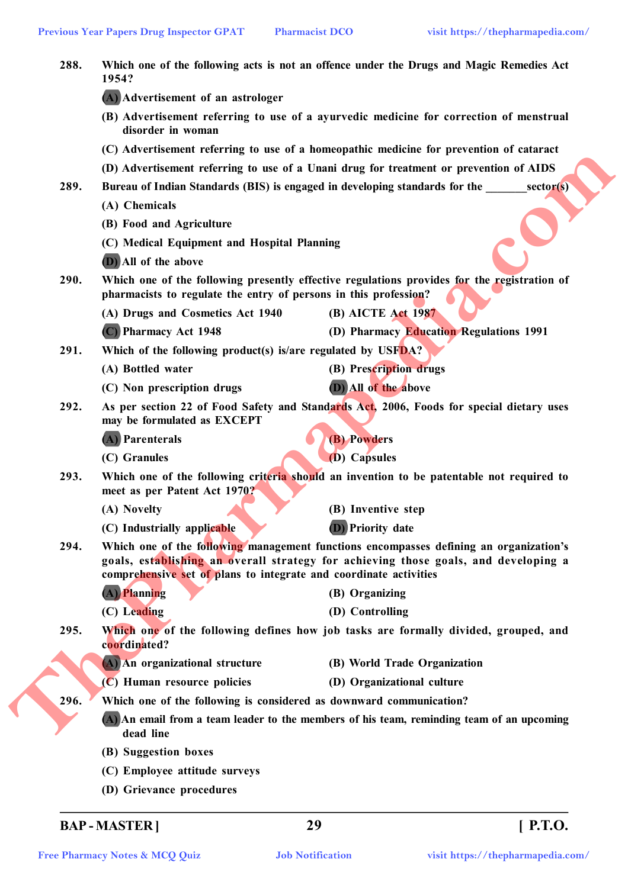288. Which one of the following acts is not an offence under the Drugs and Magic Remedies Act 1954?

(A) Advertisement of an astrologer

(B) Advertisement referring to use of a ayurvedic medicine for correction of menstrual disorder in woman

(C) Advertisement referring to use of a homeopathic medicine for prevention of cataract

(D) Advertisement referring to use of a Unani drug for treatment or prevention of AIDS

289. Bureau of Indian Standards (BIS) is engaged in developing standards for the _______sector(s)

(A) Chemicals

(B) Food and Agriculture

(C) Medical Equipment and Hospital Planning

(D) All of the above

290. Which one of the following presently effective regulations provides for the registration of pharmacists to regulate the entry of persons in this profession?

(A) Drugs and Cosmetics Act 1940
(B) AICTE Act 1987
(C) Pharmacy Act 1948
(D) Pharmacy Education Regulations 1991

291. Which of the following product(s) is/are regulated by USFDA?

(A) Bottled water
(B) Prescription drugs
(C) Non prescription drugs
(D) All of the above

292. As per section 22 of Food Safety and Standards Act, 2006, Foods for special dietary uses may be formulated as EXCEPT

(A) Parenterals
(B) Powders
(C) Granules
(D) Capsules

293. Which one of the following criteria should an invention to be patentable not required to meet as per Patent Act 1970?

(A) Novelty
(B) Inventive step
(C) Industrially applicable
(D) Priority date

294. Which one of the following management functions encompasses defining an organization's goals, establishing an overall strategy for achieving those goals, and developing a comprehensive set of plans to integrate and coordinate activities

(A) Planning
(B) Organizing
(C) Leading
(D) Controlling

295. Which one of the following defines how job tasks are formally divided, grouped, and coordinated?

(A) An organizational structure
(B) World Trade Organization
(C) Human resource policies
(D) Organizational culture

296. Which one of the following is considered as downward communication?

(A) An email from a team leader to the members of his team, reminding team of an upcoming dead line

(B) Suggestion boxes

(C) Employee attitude surveys

(D) Grievance procedures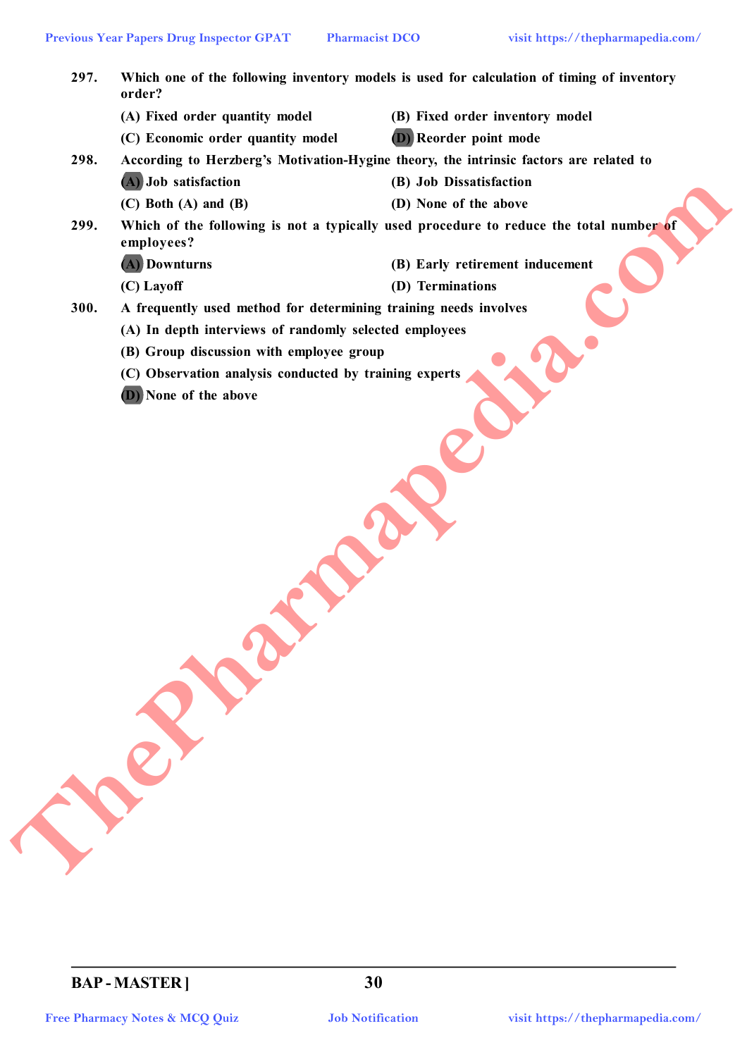297. **Which one of the following inventory models is used for calculation of timing of inventory order?**

(A) Fixed order quantity model
(B) Fixed order inventory model
(C) Economic order quantity model
**(D) Reorder point mode**

298. **According to Herzberg's Motivation-Hygine theory, the intrinsic factors are related to**

**(A) Job satisfaction**
(B) Job Dissatisfaction
(C) Both (A) and (B)
(D) None of the above

299. **Which of the following is not a typically used procedure to reduce the total number of employees?**

**(A) Downturns**
(B) Early retirement inducement
(C) Layoff
(D) Terminations

300. **A frequently used method for determining training needs involves**

(A) In depth interviews of randomly selected employees
(B) Group discussion with employee group
(C) Observation analysis conducted by training experts
**(D) None of the above**